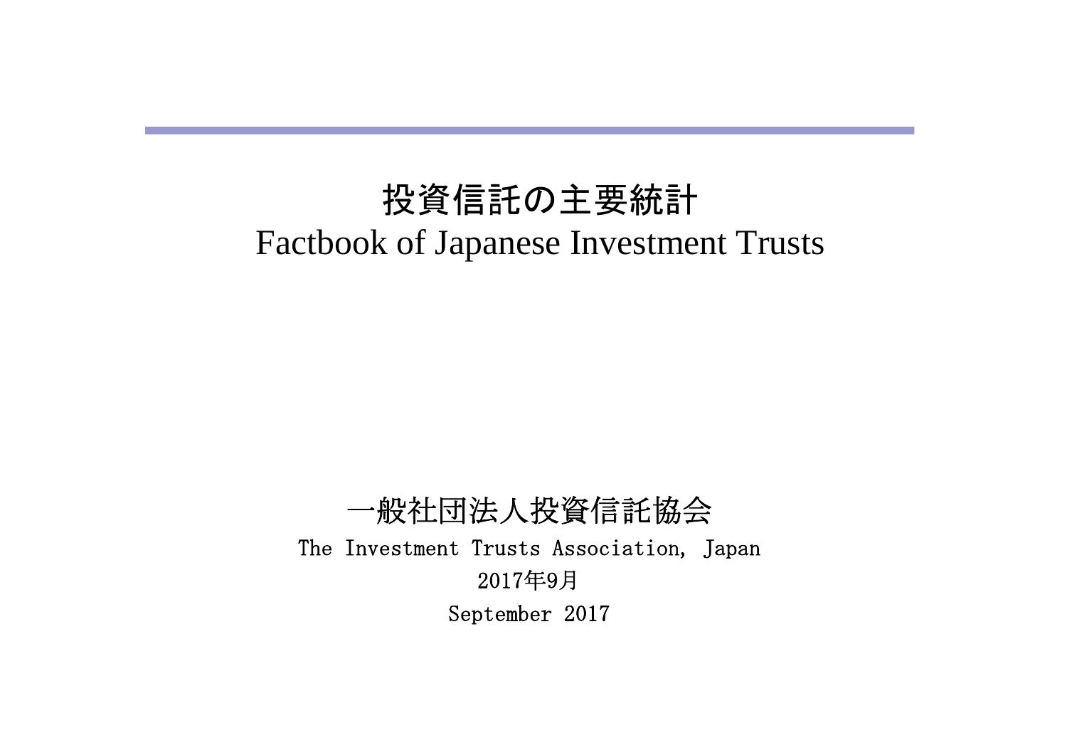# 投資信託の主要統計
# Factbook of Japanese Investment Trusts

一般社団法人投資信託協会

The Investment Trusts Association, Japan

2017年9月

September 2017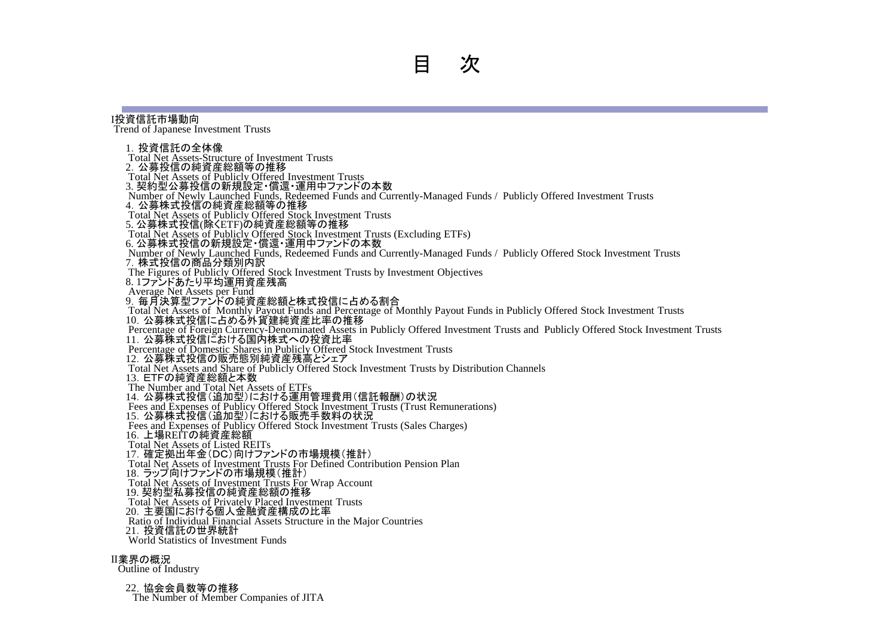# 目　次

## I投資信託市場動向
Trend of Japanese Investment Trusts

1. 投資信託の全体像
   Total Net Assets-Structure of Investment Trusts
2. 公募投信の純資産総額等の推移
   Total Net Assets of Publicly Offered Investment Trusts
3. 契約型公募投信の新規設定・償還・運用中ファンドの本数
   Number of Newly Launched Funds, Redeemed Funds and Currently-Managed Funds / Publicly Offered Investment Trusts
4. 公募株式投信の純資産総額等の推移
   Total Net Assets of Publicly Offered Stock Investment Trusts
5. 公募株式投信(除くETF)の純資産総額等の推移
   Total Net Assets of Publicly Offered Stock Investment Trusts (Excluding ETFs)
6. 公募株式投信の新規設定・償還・運用中ファンドの本数
   Number of Newly Launched Funds, Redeemed Funds and Currently-Managed Funds / Publicly Offered Stock Investment Trusts
7. 株式投信の商品分類別内訳
   The Figures of Publicly Offered Stock Investment Trusts by Investment Objectives
8. 1ファンドあたり平均運用資産残高
   Average Net Assets per Fund
9. 毎月決算型ファンドの純資産総額と株式投信に占める割合
   Total Net Assets of Monthly Payout Funds and Percentage of Monthly Payout Funds in Publicly Offered Stock Investment Trusts
10. 公募株式投信に占める外貨建純資産比率の推移
    Percentage of Foreign Currency-Denominated Assets in Publicly Offered Investment Trusts and Publicly Offered Stock Investment Trusts
11. 公募株式投信における国内株式への投資比率
    Percentage of Domestic Shares in Publicly Offered Stock Investment Trusts
12. 公募株式投信の販売態別純資産残高とシェア
    Total Net Assets and Share of Publicly Offered Stock Investment Trusts by Distribution Channels
13. ETFの純資産総額と本数
    The Number and Total Net Assets of ETFs
14. 公募株式投信（追加型）における運用管理費用（信託報酬）の状況
    Fees and Expenses of Publicy Offered Stock Investment Trusts (Trust Remunerations)
15. 公募株式投信（追加型）における販売手数料の状況
    Fees and Expenses of Publicy Offered Stock Investment Trusts (Sales Charges)
16. 上場REITの純資産総額
    Total Net Assets of Listed REITs
17. 確定拠出年金（DC）向けファンドの市場規模（推計）
    Total Net Assets of Investment Trusts For Defined Contribution Pension Plan
18. ラップ向けファンドの市場規模（推計）
    Total Net Assets of Investment Trusts For Wrap Account
19. 契約型私募投信の純資産総額の推移
    Total Net Assets of Privately Placed Investment Trusts
20. 主要国における個人金融資産構成の比率
    Ratio of Individual Financial Assets Structure in the Major Countries
21. 投資信託の世界統計
    World Statistics of Investment Funds

## II業界の概況
Outline of Industry

22. 協会会員数等の推移
    The Number of Member Companies of JITA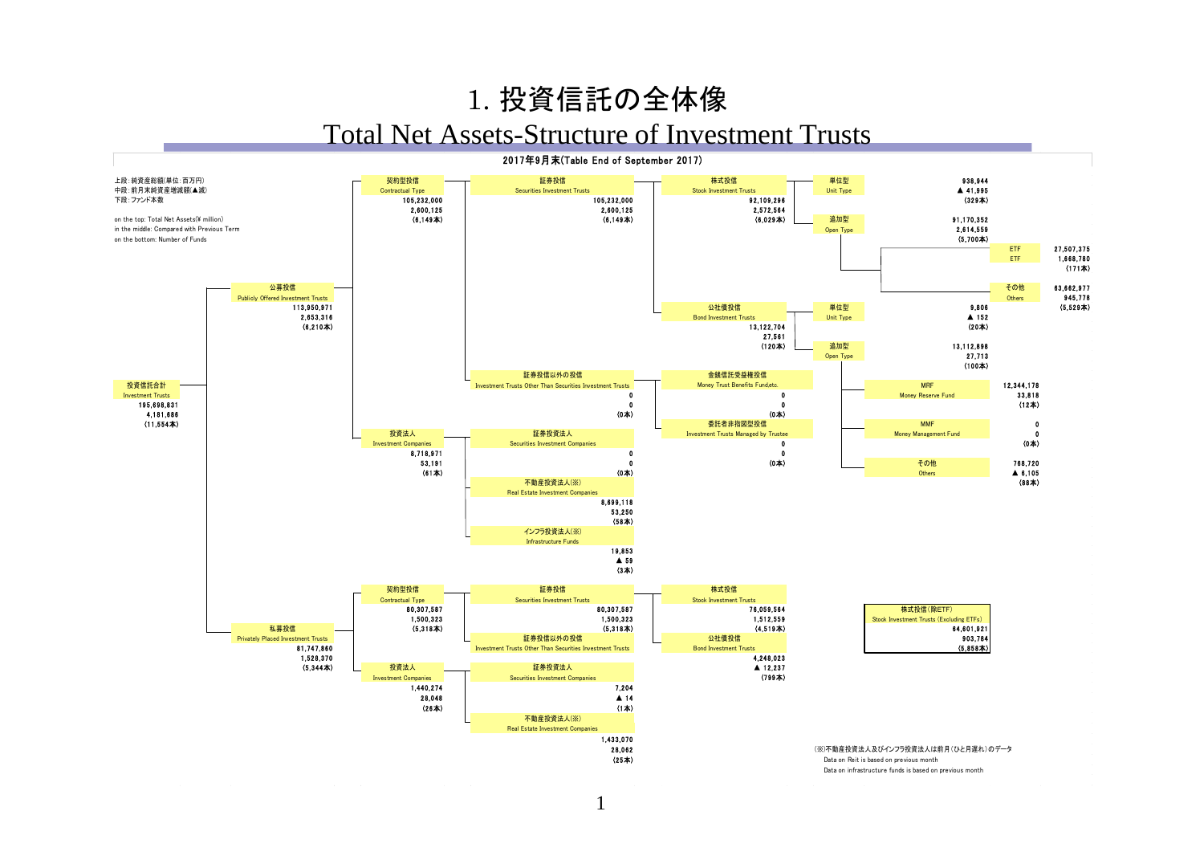# 1. 投資信託の全体像

## Total Net Assets-Structure of Investment Trusts

### 2017年9月末(Table End of September 2017)

上段:純資産総額(単位:百万円)
中段:前月末純資産増減額(▲減)
下段:ファンド本数

on the top: Total Net Assets(¥ million)
in the middle: Compared with Previous Term
on the bottom: Number of Funds

- **投資信託合計 Investment Trusts**: 195,698,831 / 4,181,686 / (11,554本)
  - **公募投信 Publicly Offered Investment Trusts**: 113,950,971 / 2,653,316 / (6,210本)
    - **契約型投信 Contractual Type**: 105,232,000 / 2,600,125 / (6,149本)
      - **証券投信 Securities Investment Trusts**: 105,232,000 / 2,600,125 / (6,149本)
        - **株式投信 Stock Investment Trusts**: 92,109,296 / 2,572,564 / (6,029本)
          - **単位型 Unit Type**: 938,944 / ▲ 41,995 / (329本)
          - **追加型 Open Type**: 91,170,352 / 2,614,559 / (5,700本)
            - **ETF ETF**: 27,507,375 / 1,668,780 / (171本)
            - **その他 Others**: 63,662,977 / 945,778 / (5,529本)
        - **公社債投信 Bond Investment Trusts**: 13,122,704 / 27,561 / (120本)
          - **単位型 Unit Type**: 9,806 / ▲ 152 / (20本)
          - **追加型 Open Type**: 13,112,898 / 27,713 / (100本)
            - **MRF Money Reserve Fund**: 12,344,178 / 33,818 / (12本)
            - **MMF Money Management Fund**: 0 / 0 / (0本)
            - **その他 Others**: 768,720 / ▲ 6,105 / (88本)
      - **証券投信以外の投信 Investment Trusts Other Than Securities Investment Trusts**: 0 / 0 / (0本)
        - **金銭信託受益権投信 Money Trust Benefits Fund,etc.**: 0 / 0 / (0本)
        - **委託者非指図型投信 Investment Trusts Managed by Trustee**: 0 / 0 / (0本)
    - **投資法人 Investment Companies**: 8,718,971 / 53,191 / (61本)
      - **証券投資法人 Securities Investment Companies**: 0 / 0 / (0本)
      - **不動産投資法人(※) Real Estate Investment Companies**: 8,699,118 / 53,250 / (58本)
      - **インフラ投資法人(※) Infrastructure Funds**: 19,853 / ▲ 59 / (3本)
  - **私募投信 Privately Placed Investment Trusts**: 81,747,860 / 1,528,370 / (5,344本)
    - **契約型投信 Contractual Type**: 80,307,587 / 1,500,323 / (5,318本)
      - **証券投信 Securities Investment Trusts**: 80,307,587 / 1,500,323 / (5,318本)
        - **株式投信 Stock Investment Trusts**: 76,059,564 / 1,512,559 / (4,519本)
          - **株式投信(除ETF) Stock Investment Trusts (Excluding ETFs)**: 64,601,921 / 903,784 / (5,858本)
        - **公社債投信 Bond Investment Trusts**: 4,248,023 / ▲ 12,237 / (799本)
      - **証券投信以外の投信 Investment Trusts Other Than Securities Investment Trusts**
    - **投資法人 Investment Companies**: 1,440,274 / 28,048 / (26本)
      - **証券投資法人 Securities Investment Companies**: 7,204 / ▲ 14 / (1本)
      - **不動産投資法人(※) Real Estate Investment Companies**: 1,433,070 / 28,062 / (25本)

(※)不動産投資法人及びインフラ投資法人は前月(ひと月遅れ)のデータ
Data on Reit is based on previous month
Data on infrastructure funds is based on previous month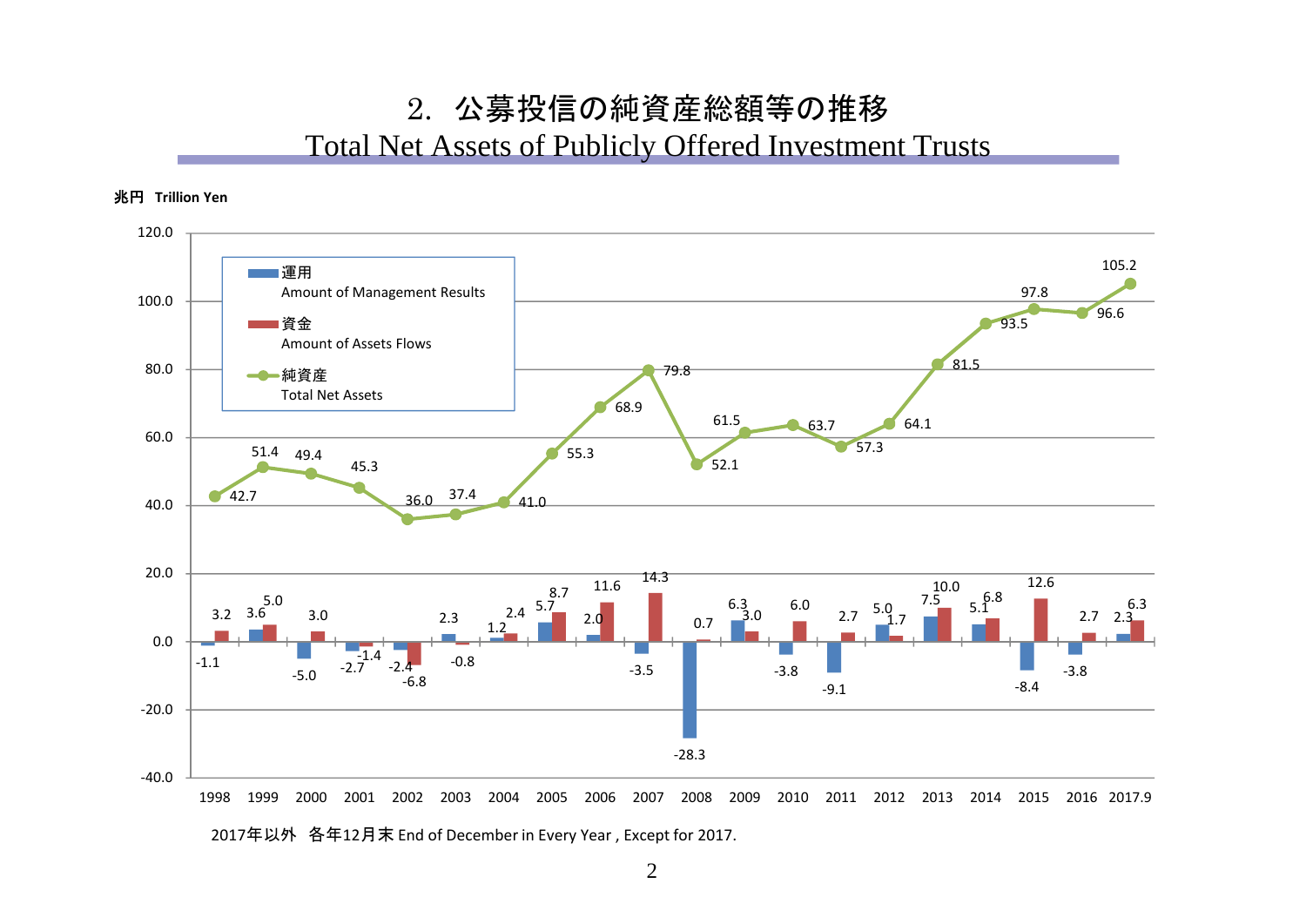# 2. 公募投信の純資産総額等の推移

## Total Net Assets of Publicly Offered Investment Trusts

兆円 Trillion Yen

| Year | 運用 Amount of Management Results | 資金 Amount of Assets Flows | 純資産 Total Net Assets |
|---|---|---|---|
| 1998 | -1.1 | 3.2 | 42.7 |
| 1999 | 3.6 | 5.0 | 51.4 |
| 2000 | -5.0 | 3.0 | 49.4 |
| 2001 | -2.7 | -1.4 | 45.3 |
| 2002 | -2.4 | -6.8 | 36.0 |
| 2003 | 2.3 | -0.8 | 37.4 |
| 2004 | 1.2 | 2.4 | 41.0 |
| 2005 | 5.7 | 8.7 | 55.3 |
| 2006 | 2.0 | 11.6 | 68.9 |
| 2007 | -3.5 | 14.3 | 79.8 |
| 2008 | -28.3 | 0.7 | 52.1 |
| 2009 | 6.3 | 3.0 | 61.5 |
| 2010 | -3.8 | 6.0 | 63.7 |
| 2011 | -9.1 | 2.7 | 57.3 |
| 2012 | 5.0 | 1.7 | 64.1 |
| 2013 | 7.5 | 10.0 | 81.5 |
| 2014 | 5.1 | 6.8 | 93.5 |
| 2015 | -8.4 | 12.6 | 97.8 |
| 2016 | -3.8 | 2.7 | 96.6 |
| 2017.9 | 2.3 | 6.3 | 105.2 |

2017年以外 各年12月末 End of December in Every Year , Except for 2017.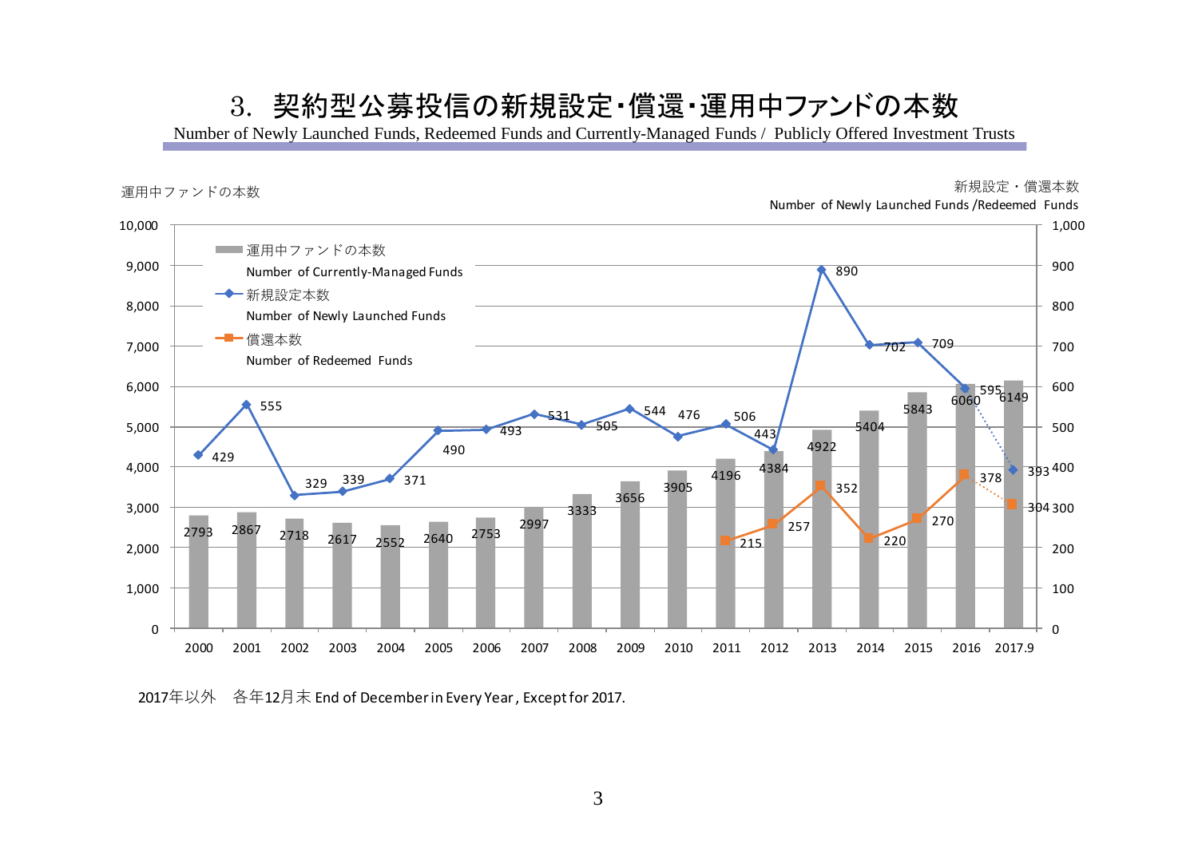# 3. 契約型公募投信の新規設定・償還・運用中ファンドの本数

Number of Newly Launched Funds, Redeemed Funds and Currently-Managed Funds / Publicly Offered Investment Trusts

| 年 | 運用中ファンドの本数 Number of Currently-Managed Funds | 新規設定本数 Number of Newly Launched Funds | 償還本数 Number of Redeemed Funds |
|---|---|---|---|
| 2000 | 2793 | 429 | |
| 2001 | 2867 | 555 | |
| 2002 | 2718 | 329 | |
| 2003 | 2617 | 339 | |
| 2004 | 2552 | 371 | |
| 2005 | 2640 | 490 | |
| 2006 | 2753 | 493 | |
| 2007 | 2997 | 531 | |
| 2008 | 3333 | 505 | |
| 2009 | 3656 | 544 | |
| 2010 | 3905 | 476 | |
| 2011 | 4196 | 506 | 215 |
| 2012 | 4384 | 443 | 257 |
| 2013 | 4922 | 890 | 352 |
| 2014 | 5404 | 702 | 220 |
| 2015 | 5843 | 709 | 270 |
| 2016 | 6060 | 595 | 378 |
| 2017.9 | 6149 | 393 | 304 |

2017年以外　各年12月末 End of December in Every Year, Except for 2017.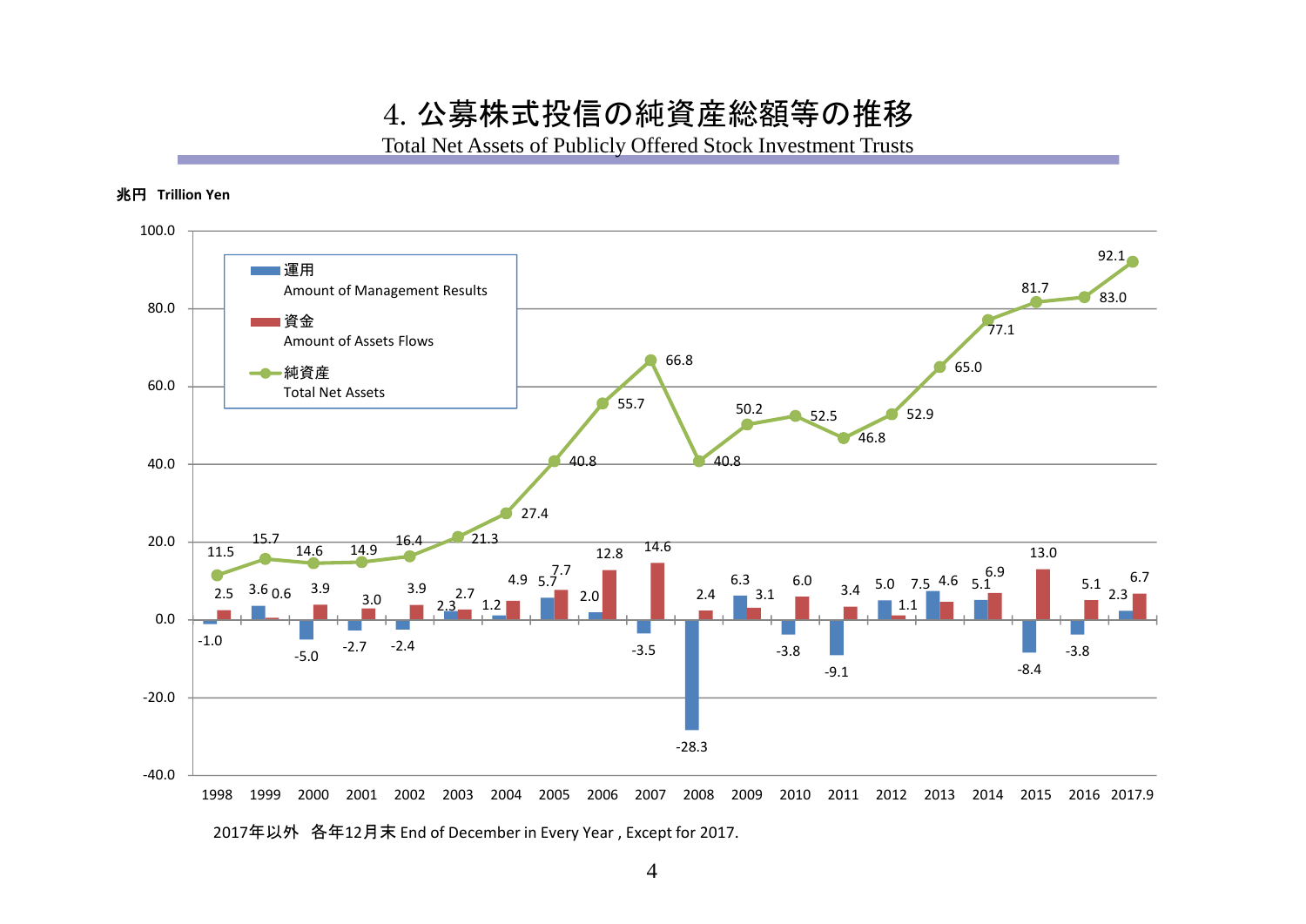# 4. 公募株式投信の純資産総額等の推移

Total Net Assets of Publicly Offered Stock Investment Trusts

兆円 Trillion Yen

| 年 Year | 運用 Amount of Management Results | 資金 Amount of Assets Flows | 純資産 Total Net Assets |
|---|---|---|---|
| 1998 | -1.0 | 2.5 | 11.5 |
| 1999 | 3.6 | 0.6 | 15.7 |
| 2000 | -5.0 | 3.9 | 14.6 |
| 2001 | -2.7 | 3.0 | 14.9 |
| 2002 | -2.4 | 3.9 | 16.4 |
| 2003 | 2.3 | 2.7 | 21.3 |
| 2004 | 1.2 | 4.9 | 27.4 |
| 2005 | 5.7 | 7.7 | 40.8 |
| 2006 | 2.0 | 12.8 | 55.7 |
| 2007 | -3.5 | 14.6 | 66.8 |
| 2008 | -28.3 | 2.4 | 40.8 |
| 2009 | 6.3 | 3.1 | 50.2 |
| 2010 | -3.8 | 6.0 | 52.5 |
| 2011 | -9.1 | 3.4 | 46.8 |
| 2012 | 5.0 | 1.1 | 52.9 |
| 2013 | 7.5 | 4.6 | 65.0 |
| 2014 | 5.1 | 6.9 | 77.1 |
| 2015 | -8.4 | 13.0 | 81.7 |
| 2016 | -3.8 | 5.1 | 83.0 |
| 2017.9 | 2.3 | 6.7 | 92.1 |

2017年以外 各年12月末 End of December in Every Year , Except for 2017.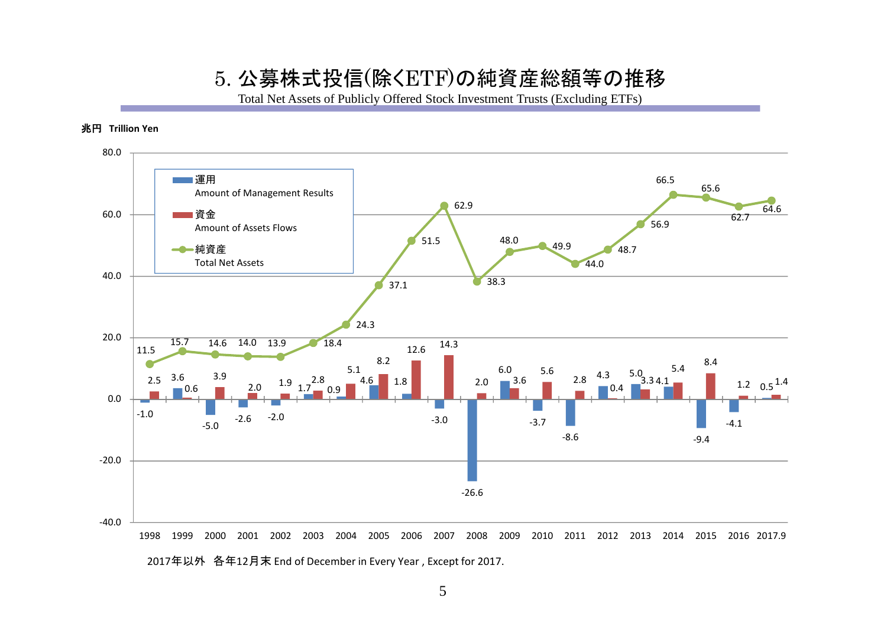# 5. 公募株式投信(除くETF)の純資産総額等の推移

Total Net Assets of Publicly Offered Stock Investment Trusts (Excluding ETFs)

兆円 Trillion Yen

| 年 Year | 運用 Amount of Management Results | 資金 Amount of Assets Flows | 純資産 Total Net Assets |
|---|---|---|---|
| 1998 | -1.0 | 2.5 | 11.5 |
| 1999 | 3.6 | 0.6 | 15.7 |
| 2000 | -5.0 | 3.9 | 14.6 |
| 2001 | -2.6 | 2.0 | 14.0 |
| 2002 | -2.0 | 1.9 | 13.9 |
| 2003 | 1.7 | 2.8 | 18.4 |
| 2004 | 0.9 | 5.1 | 24.3 |
| 2005 | 4.6 | 8.2 | 37.1 |
| 2006 | 1.8 | 12.6 | 51.5 |
| 2007 | -3.0 | 14.3 | 62.9 |
| 2008 | -26.6 | 2.0 | 38.3 |
| 2009 | 6.0 | 3.6 | 48.0 |
| 2010 | -3.7 | 5.6 | 49.9 |
| 2011 | -8.6 | 2.8 | 44.0 |
| 2012 | 4.3 | 0.4 | 48.7 |
| 2013 | 5.0 | 3.3 | 56.9 |
| 2014 | 4.1 | 5.4 | 66.5 |
| 2015 | -9.4 | 8.4 | 65.6 |
| 2016 | -4.1 | 1.2 | 62.7 |
| 2017.9 | 0.5 | 1.4 | 64.6 |

2017年以外　各年12月末 End of December in Every Year , Except for 2017.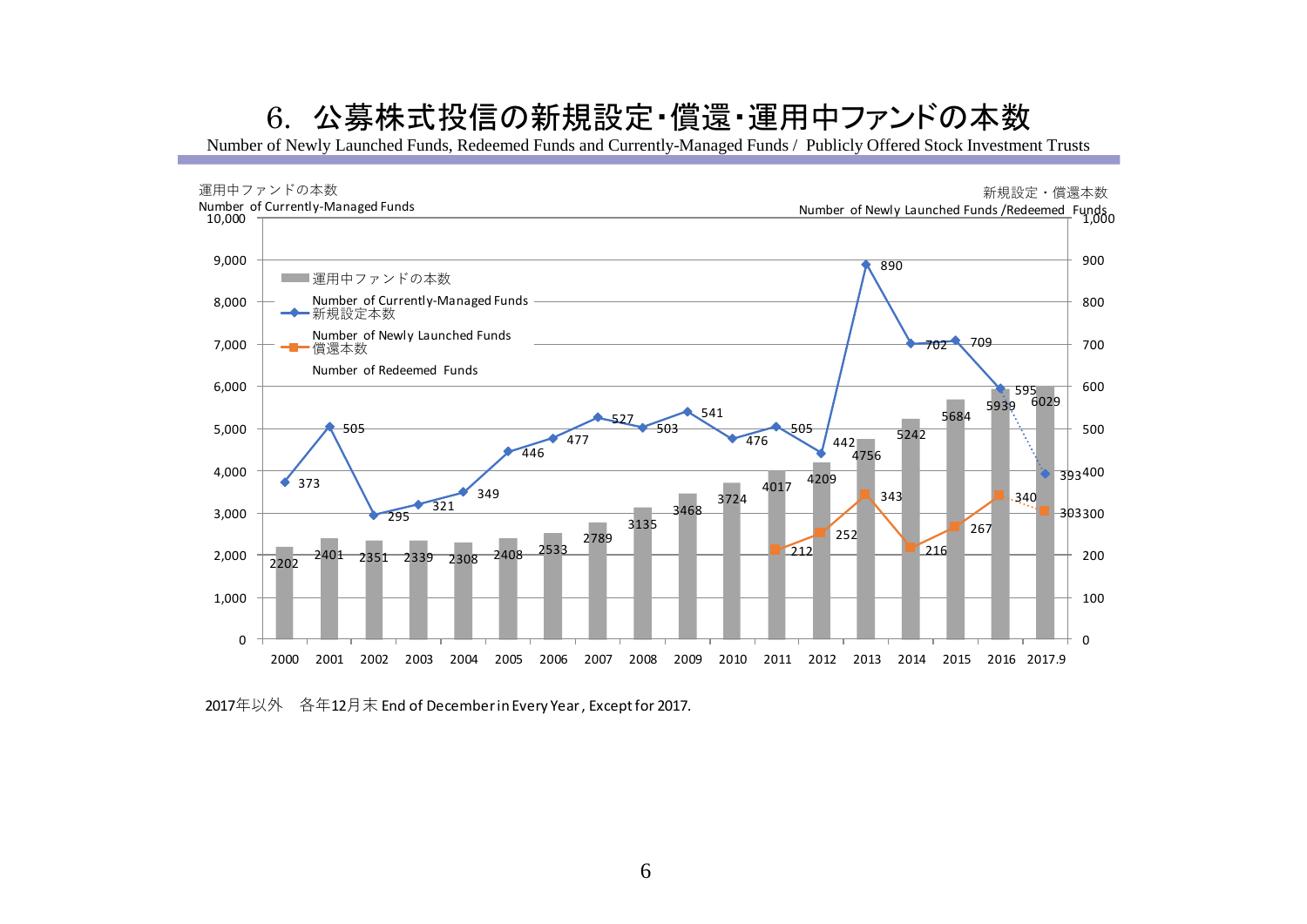# 6. 公募株式投信の新規設定・償還・運用中ファンドの本数

Number of Newly Launched Funds, Redeemed Funds and Currently-Managed Funds / Publicly Offered Stock Investment Trusts

| 年 | 運用中ファンドの本数 Number of Currently-Managed Funds | 新規設定本数 Number of Newly Launched Funds | 償還本数 Number of Redeemed Funds |
|---|---|---|---|
| 2000 | 2202 | 373 | |
| 2001 | 2401 | 505 | |
| 2002 | 2351 | 295 | |
| 2003 | 2339 | 321 | |
| 2004 | 2308 | 349 | |
| 2005 | 2408 | 446 | |
| 2006 | 2533 | 477 | |
| 2007 | 2789 | 527 | |
| 2008 | 3135 | 503 | |
| 2009 | 3468 | 541 | |
| 2010 | 3724 | 476 | |
| 2011 | 4017 | 505 | 212 |
| 2012 | 4209 | 442 | 252 |
| 2013 | 4756 | 890 | 343 |
| 2014 | 5242 | 702 | 216 |
| 2015 | 5684 | 709 | 267 |
| 2016 | 5939 | 595 | 340 |
| 2017.9 | 6029 | 393 | 303 |

2017年以外　各年12月末 End of December in Every Year, Except for 2017.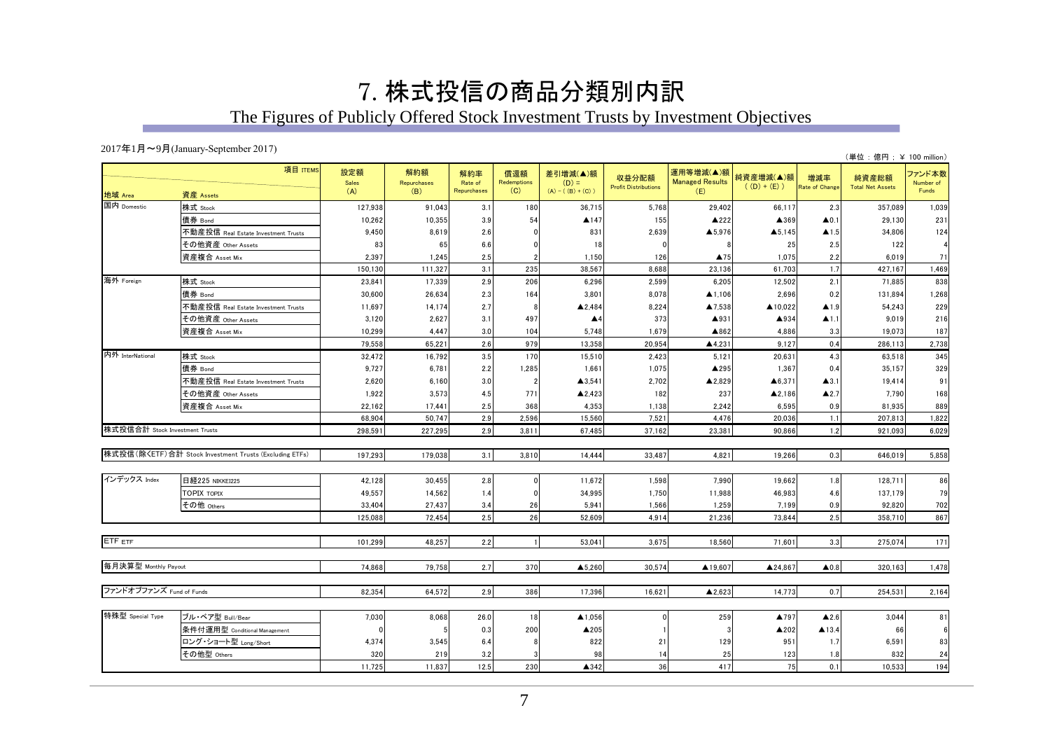# 7. 株式投信の商品分類別内訳

## The Figures of Publicly Offered Stock Investment Trusts by Investment Objectives

2017年1月～9月(January-September 2017)

（単位：億円；￥ 100 million）

| 地域 Area | 資産 Assets | 設定額 Sales (A) | 解約額 Repurchases (B) | 解約率 Rate of Repurchases | 償還額 Redemptions (C) | 差引増減(▲)額 (D) = (A) - ((B) + (C)) | 収益分配額 Profit Distributions | 運用等増減(▲)額 Managed Results (E) | 純資産増減(▲)額 ((D) + (E)) | 増減率 Rate of Change | 純資産総額 Total Net Assets | ファンド本数 Number of Funds |
|---|---|---|---|---|---|---|---|---|---|---|---|---|
| 国内 Domestic | 株式 Stock | 127,938 | 91,043 | 3.1 | 180 | 36,715 | 5,768 | 29,402 | 66,117 | 2.3 | 357,089 | 1,039 |
| | 債券 Bond | 10,262 | 10,355 | 3.9 | 54 | ▲147 | 155 | ▲222 | ▲369 | ▲0.1 | 29,130 | 231 |
| | 不動産投信 Real Estate Investment Trusts | 9,450 | 8,619 | 2.6 | 0 | 831 | 2,639 | ▲5,976 | ▲5,145 | ▲1.5 | 34,806 | 124 |
| | その他資産 Other Assets | 83 | 65 | 6.6 | 0 | 18 | 0 | 8 | 25 | 2.5 | 122 | 4 |
| | 資産複合 Asset Mix | 2,397 | 1,245 | 2.5 | 2 | 1,150 | 126 | ▲75 | 1,075 | 2.2 | 6,019 | 71 |
| | | 150,130 | 111,327 | 3.1 | 235 | 38,567 | 8,688 | 23,136 | 61,703 | 1.7 | 427,167 | 1,469 |
| 海外 Foreign | 株式 Stock | 23,841 | 17,339 | 2.9 | 206 | 6,296 | 2,599 | 6,205 | 12,502 | 2.1 | 71,885 | 838 |
| | 債券 Bond | 30,600 | 26,634 | 2.3 | 164 | 3,801 | 8,078 | ▲1,106 | 2,696 | 0.2 | 131,894 | 1,268 |
| | 不動産投信 Real Estate Investment Trusts | 11,697 | 14,174 | 2.7 | 8 | ▲2,484 | 8,224 | ▲7,538 | ▲10,022 | ▲1.9 | 54,243 | 229 |
| | その他資産 Other Assets | 3,120 | 2,627 | 3.1 | 497 | ▲4 | 373 | ▲931 | ▲934 | ▲1.1 | 9,019 | 216 |
| | 資産複合 Asset Mix | 10,299 | 4,447 | 3.0 | 104 | 5,748 | 1,679 | ▲862 | 4,886 | 3.3 | 19,073 | 187 |
| | | 79,558 | 65,221 | 2.6 | 979 | 13,358 | 20,954 | ▲4,231 | 9,127 | 0.4 | 286,113 | 2,738 |
| 内外 InterNational | 株式 Stock | 32,472 | 16,792 | 3.5 | 170 | 15,510 | 2,423 | 5,121 | 20,631 | 4.3 | 63,518 | 345 |
| | 債券 Bond | 9,727 | 6,781 | 2.2 | 1,285 | 1,661 | 1,075 | ▲295 | 1,367 | 0.4 | 35,157 | 329 |
| | 不動産投信 Real Estate Investment Trusts | 2,620 | 6,160 | 3.0 | 2 | ▲3,541 | 2,702 | ▲2,829 | ▲6,371 | ▲3.1 | 19,414 | 91 |
| | その他資産 Other Assets | 1,922 | 3,573 | 4.5 | 771 | ▲2,423 | 182 | 237 | ▲2,186 | ▲2.7 | 7,790 | 168 |
| | 資産複合 Asset Mix | 22,162 | 17,441 | 2.5 | 368 | 4,353 | 1,138 | 2,242 | 6,595 | 0.9 | 81,935 | 889 |
| | | 68,904 | 50,747 | 2.9 | 2,596 | 15,560 | 7,521 | 4,476 | 20,036 | 1.1 | 207,813 | 1,822 |
| 株式投信合計 Stock Investment Trusts | | 298,591 | 227,295 | 2.9 | 3,811 | 67,485 | 37,162 | 23,381 | 90,866 | 1.2 | 921,093 | 6,029 |
| 株式投信(除くETF)合計 Stock Investment Trusts (Excluding ETFs) | | 197,293 | 179,038 | 3.1 | 3,810 | 14,444 | 33,487 | 4,821 | 19,266 | 0.3 | 646,019 | 5,858 |
| インデックス Index | 日経225 NIKKEI225 | 42,128 | 30,455 | 2.8 | 0 | 11,672 | 1,598 | 7,990 | 19,662 | 1.8 | 128,711 | 86 |
| | TOPIX TOPIX | 49,557 | 14,562 | 1.4 | 0 | 34,995 | 1,750 | 11,988 | 46,983 | 4.6 | 137,179 | 79 |
| | その他 Others | 33,404 | 27,437 | 3.4 | 26 | 5,941 | 1,566 | 1,259 | 7,199 | 0.9 | 92,820 | 702 |
| | | 125,088 | 72,454 | 2.5 | 26 | 52,609 | 4,914 | 21,236 | 73,844 | 2.5 | 358,710 | 867 |
| ETF ETF | | 101,299 | 48,257 | 2.2 | 1 | 53,041 | 3,675 | 18,560 | 71,601 | 3.3 | 275,074 | 171 |
| 毎月決算型 Monthly Payout | | 74,868 | 79,758 | 2.7 | 370 | ▲5,260 | 30,574 | ▲19,607 | ▲24,867 | ▲0.8 | 320,163 | 1,478 |
| ファンドオブファンズ Fund of Funds | | 82,354 | 64,572 | 2.9 | 386 | 17,396 | 16,621 | ▲2,623 | 14,773 | 0.7 | 254,531 | 2,164 |
| 特殊型 Special Type | ブル・ベア型 Bull/Bear | 7,030 | 8,068 | 26.0 | 18 | ▲1,056 | 0 | 259 | ▲797 | ▲2.6 | 3,044 | 81 |
| | 条件付運用型 Conditional Management | 0 | 5 | 0.3 | 200 | ▲205 | 1 | 3 | ▲202 | ▲13.4 | 66 | 6 |
| | ロング・ショート型 Long/Short | 4,374 | 3,545 | 6.4 | 8 | 822 | 21 | 129 | 951 | 1.7 | 6,591 | 83 |
| | その他型 Others | 320 | 219 | 3.2 | 3 | 98 | 14 | 25 | 123 | 1.8 | 832 | 24 |
| | | 11,725 | 11,837 | 12.5 | 230 | ▲342 | 36 | 417 | 75 | 0.1 | 10,533 | 194 |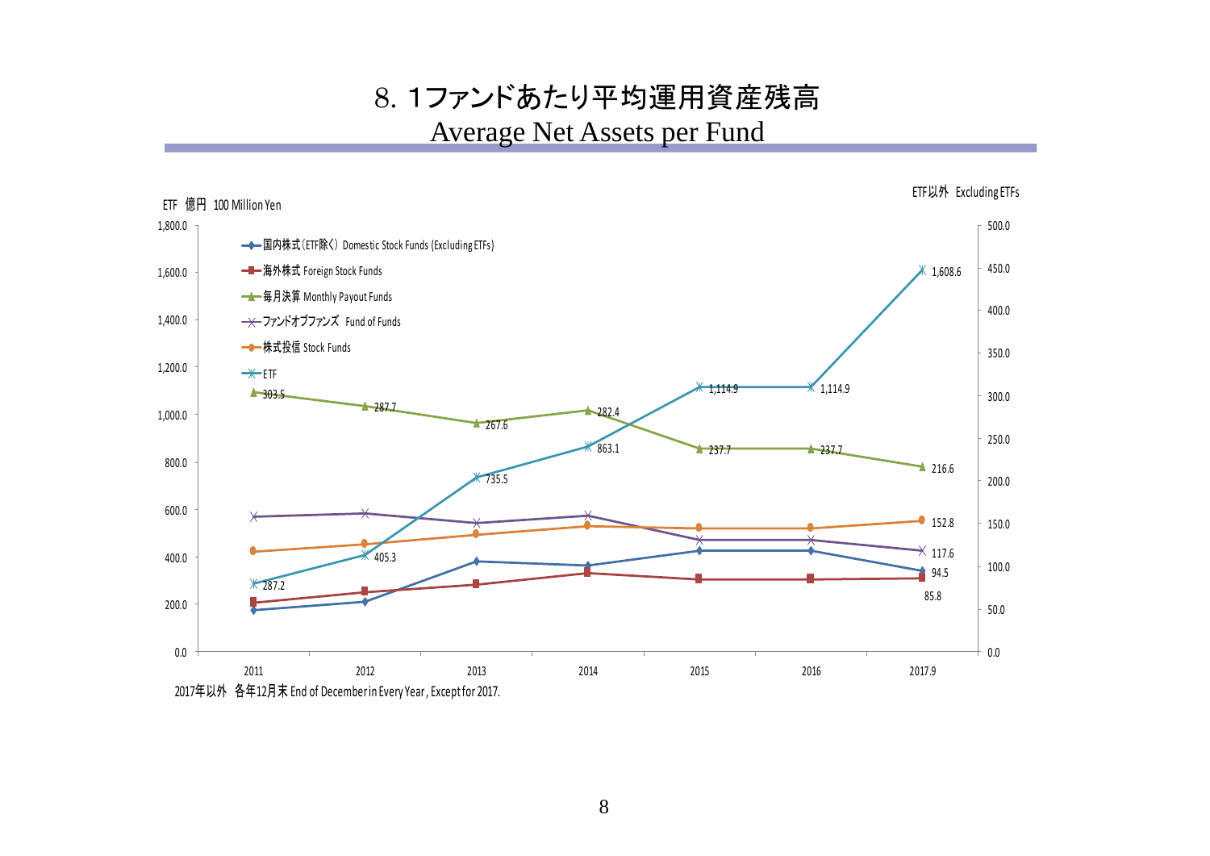# 8. 1ファンドあたり平均運用資産残高

## Average Net Assets per Fund

ETF 億円 100 Million Yen

ETF以外 Excluding ETFs

- 国内株式（ETF除く） Domestic Stock Funds (Excluding ETFs)
- 海外株式 Foreign Stock Funds
- 毎月決算 Monthly Payout Funds
- ファンドオブファンズ Fund of Funds
- 株式投信 Stock Funds
- ETF

| | 2011 | 2012 | 2013 | 2014 | 2015 | 2016 | 2017.9 |
|---|---|---|---|---|---|---|---|
| 毎月決算 Monthly Payout Funds | 303.5 | 287.7 | 267.6 | 282.4 | 237.7 | 237.7 | 216.6 |
| ETF | 287.2 | 405.3 | 735.5 | 863.1 | 1,114.9 | 1,114.9 | 1,608.6 |
| 株式投信 Stock Funds | | | | | | | 152.8 |
| ファンドオブファンズ Fund of Funds | | | | | | | 117.6 |
| 国内株式（ETF除く） Domestic Stock Funds (Excluding ETFs) | | | | | | | 94.5 |
| 海外株式 Foreign Stock Funds | | | | | | | 85.8 |

2017年以外 各年12月末 End of December in Every Year, Except for 2017.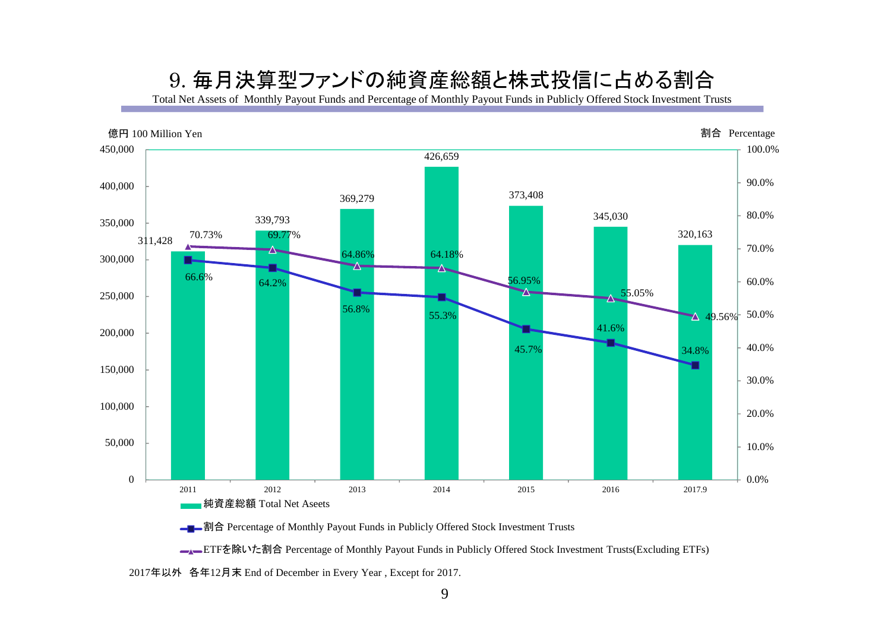# 9. 毎月決算型ファンドの純資産総額と株式投信に占める割合

Total Net Assets of Monthly Payout Funds and Percentage of Monthly Payout Funds in Publicly Offered Stock Investment Trusts

億円 100 Million Yen / 割合 Percentage

| | 2011 | 2012 | 2013 | 2014 | 2015 | 2016 | 2017.9 |
|---|---|---|---|---|---|---|---|
| 純資産総額 Total Net Aseets | 311,428 | 339,793 | 369,279 | 426,659 | 373,408 | 345,030 | 320,163 |
| 割合 Percentage of Monthly Payout Funds in Publicly Offered Stock Investment Trusts | 66.6% | 64.2% | 56.8% | 55.3% | 45.7% | 41.6% | 34.8% |
| ETFを除いた割合 Percentage of Monthly Payout Funds in Publicly Offered Stock Investment Trusts(Excluding ETFs) | 70.73% | 69.77% | 64.86% | 64.18% | 56.95% | 55.05% | 49.56% |

2017年以外　各年12月末 End of December in Every Year , Except for 2017.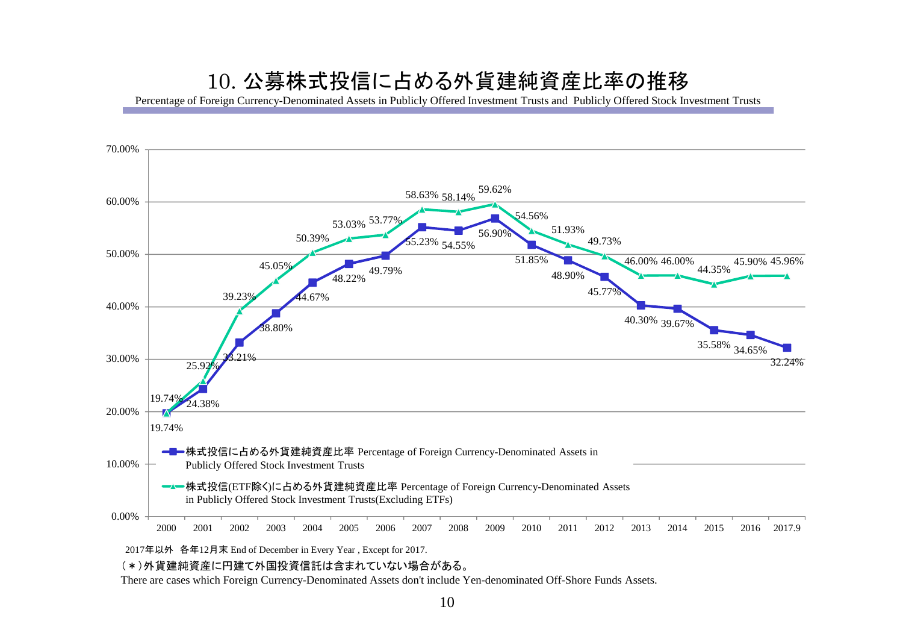# 10. 公募株式投信に占める外貨建純資産比率の推移

Percentage of Foreign Currency-Denominated Assets in Publicly Offered Investment Trusts and Publicly Offered Stock Investment Trusts

| 年 | 株式投信に占める外貨建純資産比率 Percentage of Foreign Currency-Denominated Assets in Publicly Offered Stock Investment Trusts | 株式投信(ETF除く)に占める外貨建純資産比率 Percentage of Foreign Currency-Denominated Assets in Publicly Offered Stock Investment Trusts(Excluding ETFs) |
|---|---|---|
| 2000 | 19.74% | 19.74% |
| 2001 | 24.38% | 25.92% |
| 2002 | 33.21% | 39.23% |
| 2003 | 38.80% | 45.05% |
| 2004 | 44.67% | 50.39% |
| 2005 | 48.22% | 53.03% |
| 2006 | 49.79% | 53.77% |
| 2007 | 55.23% | 58.63% |
| 2008 | 54.55% | 58.14% |
| 2009 | 56.90% | 59.62% |
| 2010 | 51.85% | 54.56% |
| 2011 | 48.90% | 51.93% |
| 2012 | 45.77% | 49.73% |
| 2013 | 40.30% | 46.00% |
| 2014 | 39.67% | 46.00% |
| 2015 | 35.58% | 44.35% |
| 2016 | 34.65% | 45.90% |
| 2017.9 | 32.24% | 45.96% |

2017年以外　各年12月末 End of December in Every Year , Except for 2017.

(＊)外貨建純資産に円建て外国投資信託は含まれていない場合がある。

There are cases which Foreign Currency-Denominated Assets don't include Yen-denominated Off-Shore Funds Assets.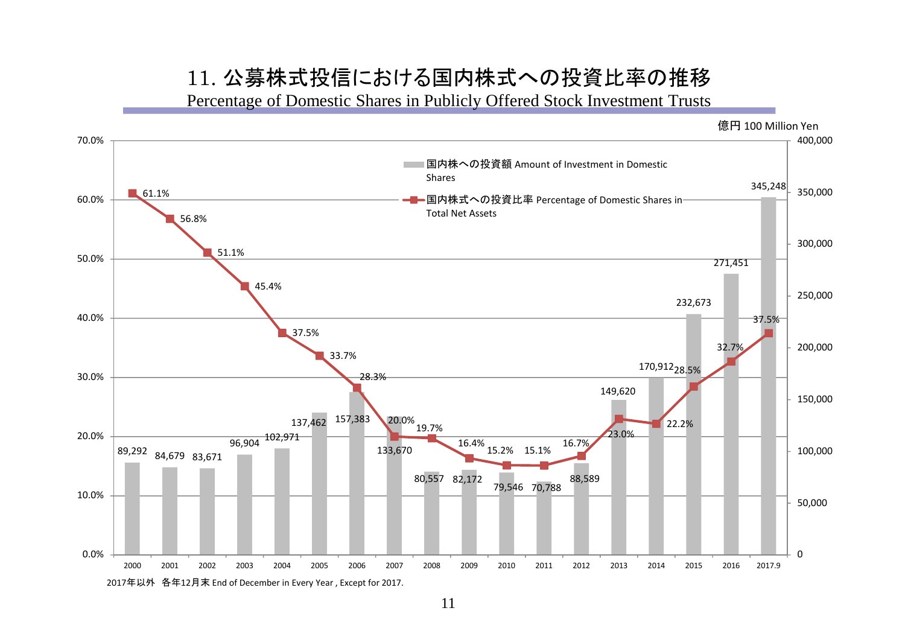# 11. 公募株式投信における国内株式への投資比率の推移

## Percentage of Domestic Shares in Publicly Offered Stock Investment Trusts

億円 100 Million Yen

| 年 | 国内株への投資額 Amount of Investment in Domestic Shares | 国内株式への投資比率 Percentage of Domestic Shares in Total Net Assets |
|---|---|---|
| 2000 | 89,292 | 61.1% |
| 2001 | 84,679 | 56.8% |
| 2002 | 83,671 | 51.1% |
| 2003 | 96,904 | 45.4% |
| 2004 | 102,971 | 37.5% |
| 2005 | 137,462 | 33.7% |
| 2006 | 157,383 | 28.3% |
| 2007 | 133,670 | 20.0% |
| 2008 | 80,557 | 19.7% |
| 2009 | 82,172 | 16.4% |
| 2010 | 79,546 | 15.2% |
| 2011 | 70,788 | 15.1% |
| 2012 | 88,589 | 16.7% |
| 2013 | 149,620 | 23.0% |
| 2014 | 170,912 | 22.2% |
| 2015 | 232,673 | 28.5% |
| 2016 | 271,451 | 32.7% |
| 2017.9 | 345,248 | 37.5% |

2017年以外　各年12月末 End of December in Every Year , Except for 2017.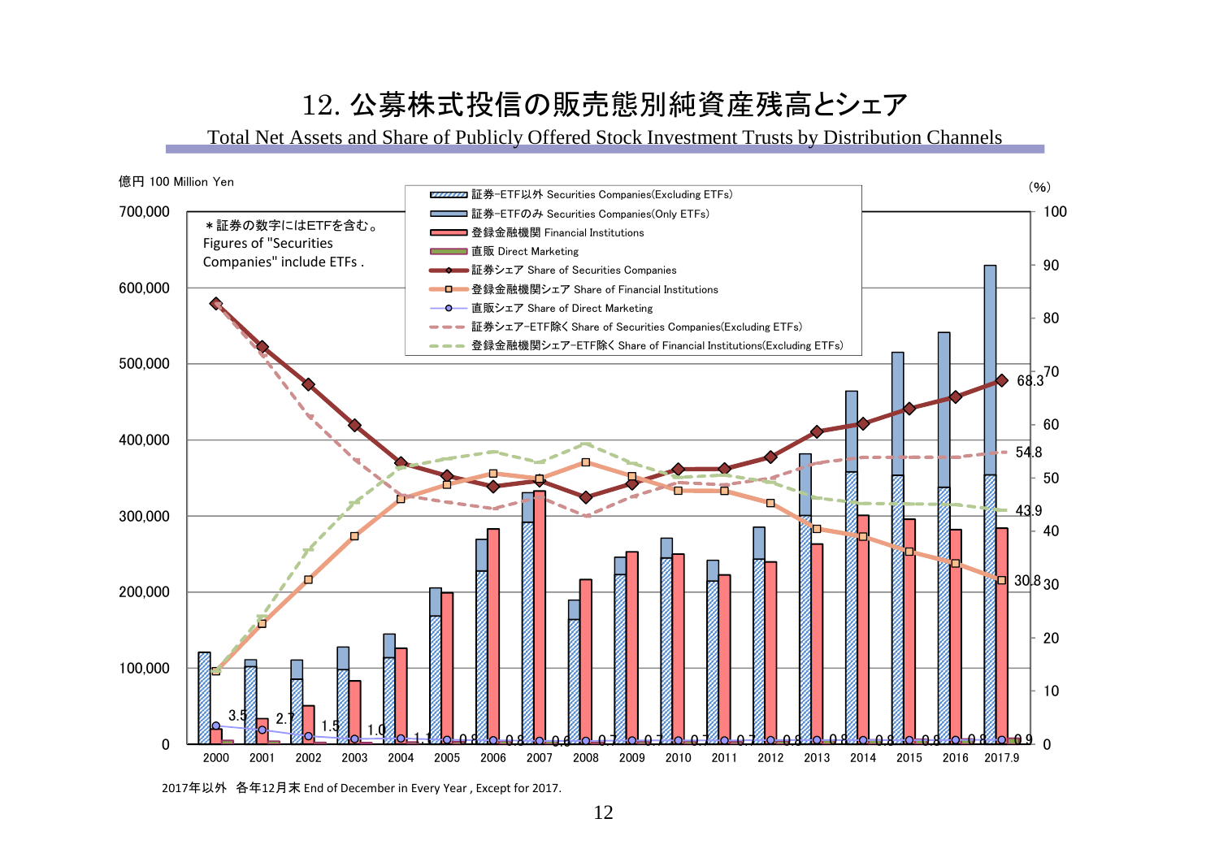# 12. 公募株式投信の販売態別純資産残高とシェア

Total Net Assets and Share of Publicly Offered Stock Investment Trusts by Distribution Channels

億円 100 Million Yen

(%)

＊証券の数字にはETFを含む。
Figures of "Securities Companies" include ETFs .

- 証券-ETF以外 Securities Companies(Excluding ETFs)
- 証券-ETFのみ Securities Companies(Only ETFs)
- 登録金融機関 Financial Institutions
- 直販 Direct Marketing
- 証券シェア Share of Securities Companies
- 登録金融機関シェア Share of Financial Institutions
- 直販シェア Share of Direct Marketing
- 証券シェア-ETF除く Share of Securities Companies(Excluding ETFs)
- 登録金融機関シェア-ETF除く Share of Financial Institutions(Excluding ETFs)

| | 2000 | 2001 | 2002 | 2003 | 2004 | 2005 | 2006 | 2007 | 2008 | 2009 | 2010 | 2011 | 2012 | 2013 | 2014 | 2015 | 2016 | 2017.9 |
|---|---|---|---|---|---|---|---|---|---|---|---|---|---|---|---|---|---|---|
| 直販シェア (%) | 3.5 | 2.7 | 1.5 | 1.0 | 1.1 | 0.8 | 0.8 | 0.6 | 0.7 | 0.7 | 0.7 | 0.7 | 0.8 | 0.8 | 0.8 | 0.8 | 0.8 | 0.9 |

2017.9: 証券シェア 68.3、証券シェア-ETF除く 54.8、登録金融機関シェア-ETF除く 43.9、登録金融機関シェア 30.8

2017年以外　各年12月末 End of December in Every Year , Except for 2017.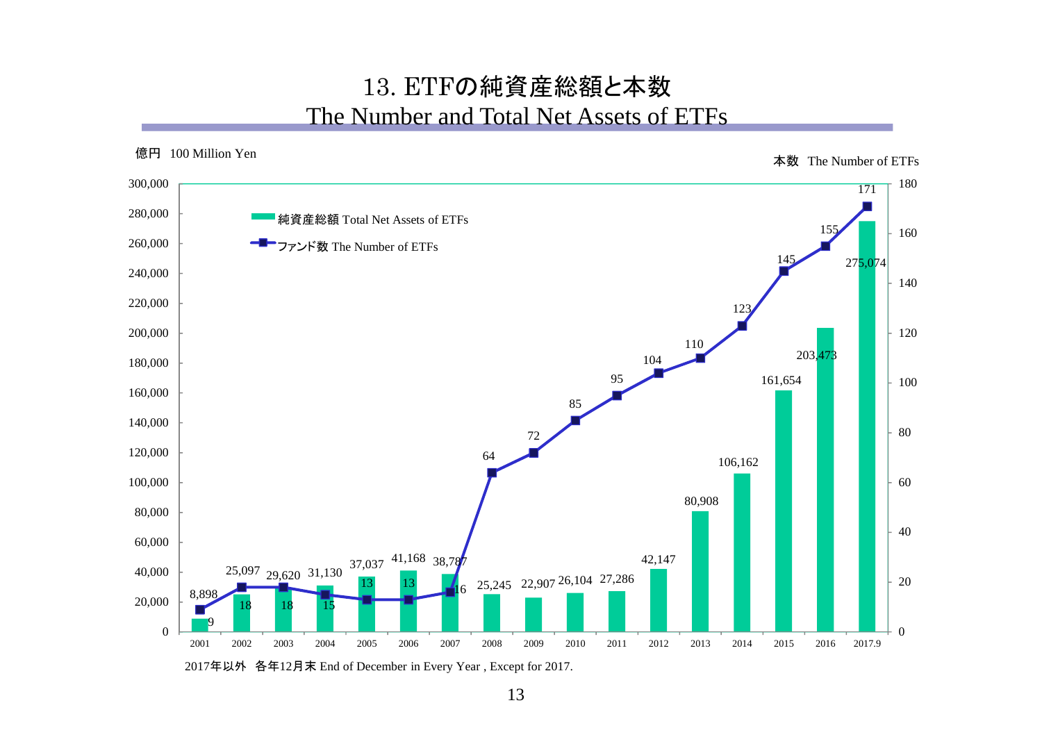# 13. ETFの純資産総額と本数
## The Number and Total Net Assets of ETFs

億円 100 Million Yen　　本数 The Number of ETFs

| 年 | 純資産総額 Total Net Assets of ETFs | ファンド数 The Number of ETFs |
|---|---|---|
| 2001 | 8,898 | 9 |
| 2002 | 25,097 | 18 |
| 2003 | 29,620 | 18 |
| 2004 | 31,130 | 15 |
| 2005 | 37,037 | 13 |
| 2006 | 41,168 | 13 |
| 2007 | 38,787 | 16 |
| 2008 | 25,245 | 64 |
| 2009 | 22,907 | 72 |
| 2010 | 26,104 | 85 |
| 2011 | 27,286 | 95 |
| 2012 | 42,147 | 104 |
| 2013 | 80,908 | 110 |
| 2014 | 106,162 | 123 |
| 2015 | 161,654 | 145 |
| 2016 | 203,473 | 155 |
| 2017.9 | 275,074 | 171 |

2017年以外 各年12月末 End of December in Every Year , Except for 2017.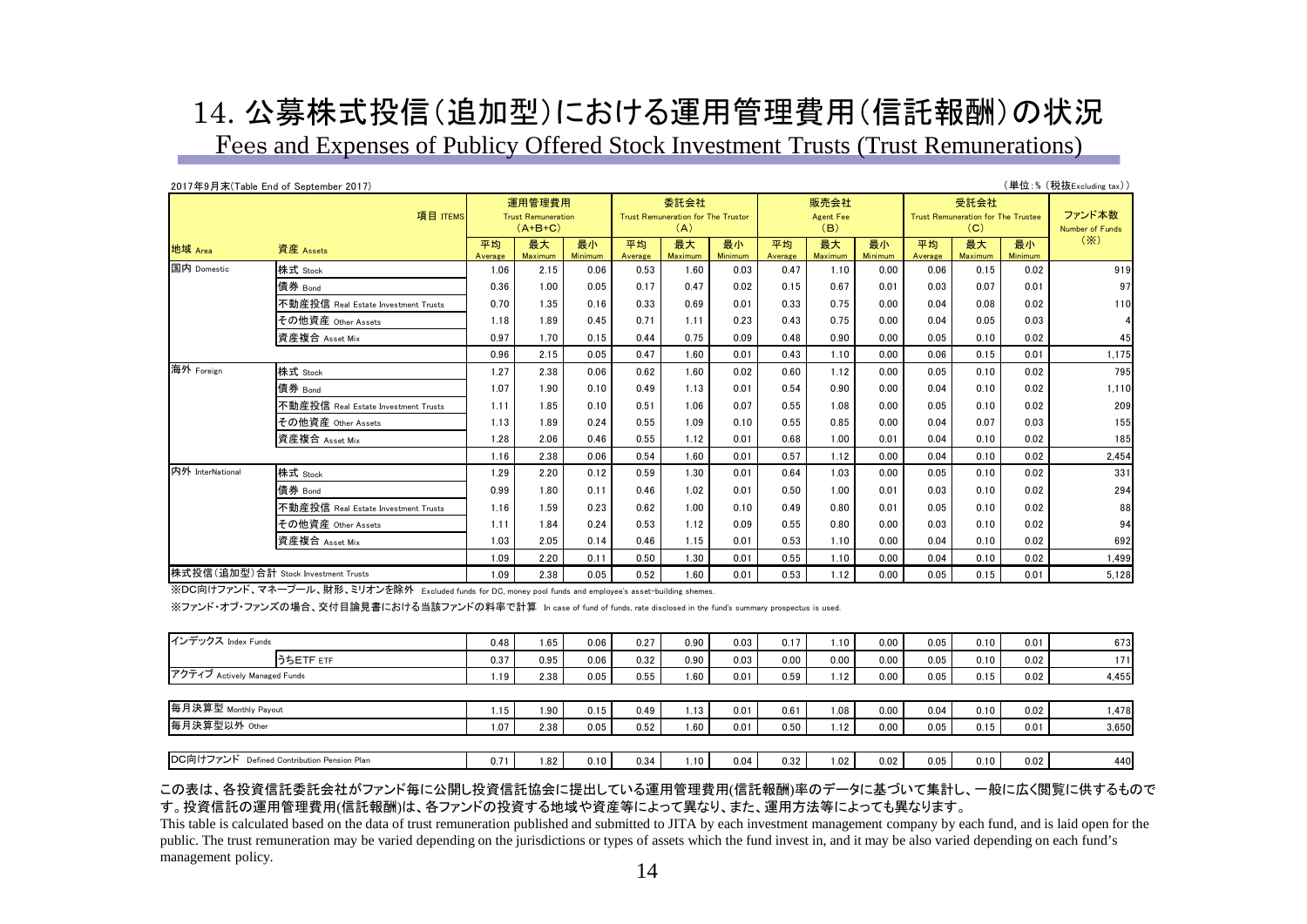# 14. 公募株式投信(追加型)における運用管理費用(信託報酬)の状況

Fees and Expenses of Publicy Offered Stock Investment Trusts (Trust Remunerations)

2017年9月末(Table End of September 2017)

(単位:% (税抜Excluding tax))

| 地域 Area | 資産 Assets | 運用管理費用 Trust Remuneration (A+B+C) 平均 Average | 最大 Maximum | 最小 Minimum | 委託会社 Trust Remuneration for The Trustor (A) 平均 Average | 最大 Maximum | 最小 Minimum | 販売会社 Agent Fee (B) 平均 Average | 最大 Maximum | 最小 Minimum | 受託会社 Trust Remuneration for The Trustee (C) 平均 Average | 最大 Maximum | 最小 Minimum | ファンド本数 Number of Funds (※) |
|---|---|---|---|---|---|---|---|---|---|---|---|---|---|---|
| 国内 Domestic | 株式 Stock | 1.06 | 2.15 | 0.06 | 0.53 | 1.60 | 0.03 | 0.47 | 1.10 | 0.00 | 0.06 | 0.15 | 0.02 | 919 |
| | 債券 Bond | 0.36 | 1.00 | 0.05 | 0.17 | 0.47 | 0.02 | 0.15 | 0.67 | 0.01 | 0.03 | 0.07 | 0.01 | 97 |
| | 不動産投信 Real Estate Investment Trusts | 0.70 | 1.35 | 0.16 | 0.33 | 0.69 | 0.01 | 0.33 | 0.75 | 0.00 | 0.04 | 0.08 | 0.02 | 110 |
| | その他資産 Other Assets | 1.18 | 1.89 | 0.45 | 0.71 | 1.11 | 0.23 | 0.43 | 0.75 | 0.00 | 0.04 | 0.05 | 0.03 | 4 |
| | 資産複合 Asset Mix | 0.97 | 1.70 | 0.15 | 0.44 | 0.75 | 0.09 | 0.48 | 0.90 | 0.00 | 0.05 | 0.10 | 0.02 | 45 |
| | | 0.96 | 2.15 | 0.05 | 0.47 | 1.60 | 0.01 | 0.43 | 1.10 | 0.00 | 0.06 | 0.15 | 0.01 | 1,175 |
| 海外 Foreign | 株式 Stock | 1.27 | 2.38 | 0.06 | 0.62 | 1.60 | 0.02 | 0.60 | 1.12 | 0.00 | 0.05 | 0.10 | 0.02 | 795 |
| | 債券 Bond | 1.07 | 1.90 | 0.10 | 0.49 | 1.13 | 0.01 | 0.54 | 0.90 | 0.00 | 0.04 | 0.10 | 0.02 | 1,110 |
| | 不動産投信 Real Estate Investment Trusts | 1.11 | 1.85 | 0.10 | 0.51 | 1.06 | 0.07 | 0.55 | 1.08 | 0.00 | 0.05 | 0.10 | 0.02 | 209 |
| | その他資産 Other Assets | 1.13 | 1.89 | 0.24 | 0.55 | 1.09 | 0.10 | 0.55 | 0.85 | 0.00 | 0.04 | 0.07 | 0.03 | 155 |
| | 資産複合 Asset Mix | 1.28 | 2.06 | 0.46 | 0.55 | 1.12 | 0.01 | 0.68 | 1.00 | 0.01 | 0.04 | 0.10 | 0.02 | 185 |
| | | 1.16 | 2.38 | 0.06 | 0.54 | 1.60 | 0.01 | 0.57 | 1.12 | 0.00 | 0.04 | 0.10 | 0.02 | 2,454 |
| 内外 InterNational | 株式 Stock | 1.29 | 2.20 | 0.12 | 0.59 | 1.30 | 0.01 | 0.64 | 1.03 | 0.00 | 0.05 | 0.10 | 0.02 | 331 |
| | 債券 Bond | 0.99 | 1.80 | 0.11 | 0.46 | 1.02 | 0.01 | 0.50 | 1.00 | 0.01 | 0.03 | 0.10 | 0.02 | 294 |
| | 不動産投信 Real Estate Investment Trusts | 1.16 | 1.59 | 0.23 | 0.62 | 1.00 | 0.10 | 0.49 | 0.80 | 0.01 | 0.05 | 0.10 | 0.02 | 88 |
| | その他資産 Other Assets | 1.11 | 1.84 | 0.24 | 0.53 | 1.12 | 0.09 | 0.55 | 0.80 | 0.00 | 0.03 | 0.10 | 0.02 | 94 |
| | 資産複合 Asset Mix | 1.03 | 2.05 | 0.14 | 0.46 | 1.15 | 0.01 | 0.53 | 1.10 | 0.00 | 0.04 | 0.10 | 0.02 | 692 |
| | | 1.09 | 2.20 | 0.11 | 0.50 | 1.30 | 0.01 | 0.55 | 1.10 | 0.00 | 0.04 | 0.10 | 0.02 | 1,499 |
| 株式投信(追加型)合計 Stock Investment Trusts | | 1.09 | 2.38 | 0.05 | 0.52 | 1.60 | 0.01 | 0.53 | 1.12 | 0.00 | 0.05 | 0.15 | 0.01 | 5,128 |

※DC向けファンド、マネープール、財形、ミリオンを除外 Excluded funds for DC, money pool funds and employee's asset-building shemes.

※ファンド・オブ・ファンズの場合、交付目論見書における当該ファンドの料率で計算 In case of fund of funds, rate disclosed in the fund's summary prospectus is used.

| 項目 | | 運用管理費用 平均 | 最大 | 最小 | 委託会社 平均 | 最大 | 最小 | 販売会社 平均 | 最大 | 最小 | 受託会社 平均 | 最大 | 最小 | ファンド本数 |
|---|---|---|---|---|---|---|---|---|---|---|---|---|---|---|
| インデックス Index Funds | | 0.48 | 1.65 | 0.06 | 0.27 | 0.90 | 0.03 | 0.17 | 1.10 | 0.00 | 0.05 | 0.10 | 0.01 | 673 |
| | うちETF ETF | 0.37 | 0.95 | 0.06 | 0.32 | 0.90 | 0.03 | 0.00 | 0.00 | 0.00 | 0.05 | 0.10 | 0.02 | 171 |
| アクティブ Actively Managed Funds | | 1.19 | 2.38 | 0.05 | 0.55 | 1.60 | 0.01 | 0.59 | 1.12 | 0.00 | 0.05 | 0.15 | 0.02 | 4,455 |
| 毎月決算型 Monthly Payout | | 1.15 | 1.90 | 0.15 | 0.49 | 1.13 | 0.01 | 0.61 | 1.08 | 0.00 | 0.04 | 0.10 | 0.02 | 1,478 |
| 毎月決算型以外 Other | | 1.07 | 2.38 | 0.05 | 0.52 | 1.60 | 0.01 | 0.50 | 1.12 | 0.00 | 0.05 | 0.15 | 0.01 | 3,650 |
| DC向けファンド Defined Contribution Pension Plan | | 0.71 | 1.82 | 0.10 | 0.34 | 1.10 | 0.04 | 0.32 | 1.02 | 0.02 | 0.05 | 0.10 | 0.02 | 440 |

この表は、各投資信託委託会社がファンド毎に公開し投資信託協会に提出している運用管理費用(信託報酬)率のデータに基づいて集計し、一般に広く閲覧に供するものです。投資信託の運用管理費用(信託報酬)は、各ファンドの投資する地域や資産等によって異なり、また、運用方法等によっても異なります。

This table is calculated based on the data of trust remuneration published and submitted to JITA by each investment management company by each fund, and is laid open for the public. The trust remuneration may be varied depending on the jurisdictions or types of assets which the fund invest in, and it may be also varied depending on each fund's management policy.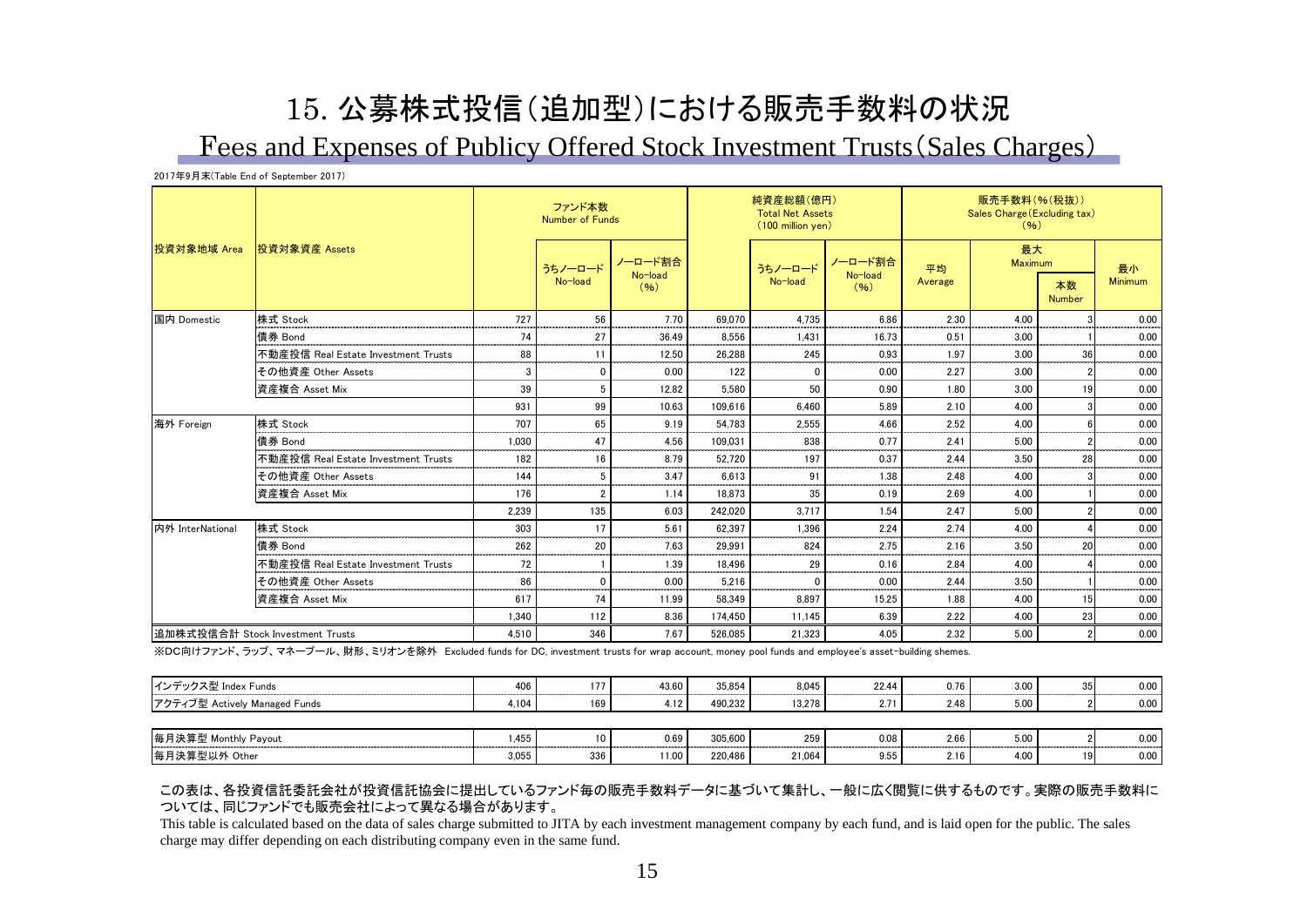# 15. 公募株式投信(追加型)における販売手数料の状況

## Fees and Expenses of Publicy Offered Stock Investment Trusts(Sales Charges)

2017年9月末(Table End of September 2017)

| 投資対象地域 Area | 投資対象資産 Assets | ファンド本数 Number of Funds | | | 純資産総額(億円) Total Net Assets (100 million yen) | | | 販売手数料(%(税抜)) Sales Charge(Excluding tax) (%) | | | |
|---|---|---|---|---|---|---|---|---|---|---|---|
| | | | うちノーロード No-load | ノーロード割合 No-load (%) | | うちノーロード No-load | ノーロード割合 No-load (%) | 平均 Average | 最大 Maximum | 本数 Number | 最小 Minimum |
| 国内 Domestic | 株式 Stock | 727 | 56 | 7.70 | 69,070 | 4,735 | 6.86 | 2.30 | 4.00 | 3 | 0.00 |
| | 債券 Bond | 74 | 27 | 36.49 | 8,556 | 1,431 | 16.73 | 0.51 | 3.00 | 1 | 0.00 |
| | 不動産投信 Real Estate Investment Trusts | 88 | 11 | 12.50 | 26,288 | 245 | 0.93 | 1.97 | 3.00 | 36 | 0.00 |
| | その他資産 Other Assets | 3 | 0 | 0.00 | 122 | 0 | 0.00 | 2.27 | 3.00 | 2 | 0.00 |
| | 資産複合 Asset Mix | 39 | 5 | 12.82 | 5,580 | 50 | 0.90 | 1.80 | 3.00 | 19 | 0.00 |
| | | 931 | 99 | 10.63 | 109,616 | 6,460 | 5.89 | 2.10 | 4.00 | 3 | 0.00 |
| 海外 Foreign | 株式 Stock | 707 | 65 | 9.19 | 54,783 | 2,555 | 4.66 | 2.52 | 4.00 | 6 | 0.00 |
| | 債券 Bond | 1,030 | 47 | 4.56 | 109,031 | 838 | 0.77 | 2.41 | 5.00 | 2 | 0.00 |
| | 不動産投信 Real Estate Investment Trusts | 182 | 16 | 8.79 | 52,720 | 197 | 0.37 | 2.44 | 3.50 | 28 | 0.00 |
| | その他資産 Other Assets | 144 | 5 | 3.47 | 6,613 | 91 | 1.38 | 2.48 | 4.00 | 3 | 0.00 |
| | 資産複合 Asset Mix | 176 | 2 | 1.14 | 18,873 | 35 | 0.19 | 2.69 | 4.00 | 1 | 0.00 |
| | | 2,239 | 135 | 6.03 | 242,020 | 3,717 | 1.54 | 2.47 | 5.00 | 2 | 0.00 |
| 内外 InterNational | 株式 Stock | 303 | 17 | 5.61 | 62,397 | 1,396 | 2.24 | 2.74 | 4.00 | 4 | 0.00 |
| | 債券 Bond | 262 | 20 | 7.63 | 29,991 | 824 | 2.75 | 2.16 | 3.50 | 20 | 0.00 |
| | 不動産投信 Real Estate Investment Trusts | 72 | 1 | 1.39 | 18,496 | 29 | 0.16 | 2.84 | 4.00 | 4 | 0.00 |
| | その他資産 Other Assets | 86 | 0 | 0.00 | 5,216 | 0 | 0.00 | 2.44 | 3.50 | 1 | 0.00 |
| | 資産複合 Asset Mix | 617 | 74 | 11.99 | 58,349 | 8,897 | 15.25 | 1.88 | 4.00 | 15 | 0.00 |
| | | 1,340 | 112 | 8.36 | 174,450 | 11,145 | 6.39 | 2.22 | 4.00 | 23 | 0.00 |
| 追加株式投信合計 Stock Investment Trusts | | 4,510 | 346 | 7.67 | 526,085 | 21,323 | 4.05 | 2.32 | 5.00 | 2 | 0.00 |

※DC向けファンド、ラップ、マネープール、財形、ミリオンを除外 Excluded funds for DC, investment trusts for wrap account, money pool funds and employee's asset-building shemes.

| | 本数 | うちノーロード | ノーロード割合 | 純資産総額 | うちノーロード | ノーロード割合 | 平均 | 最大 | 本数 | 最小 |
|---|---|---|---|---|---|---|---|---|---|---|
| インデックス型 Index Funds | 406 | 177 | 43.60 | 35,854 | 8,045 | 22.44 | 0.76 | 3.00 | 35 | 0.00 |
| アクティブ型 Actively Managed Funds | 4,104 | 169 | 4.12 | 490,232 | 13,278 | 2.71 | 2.48 | 5.00 | 2 | 0.00 |
| 毎月決算型 Monthly Payout | 1,455 | 10 | 0.69 | 305,600 | 259 | 0.08 | 2.66 | 5.00 | 2 | 0.00 |
| 毎月決算型以外 Other | 3,055 | 336 | 11.00 | 220,486 | 21,064 | 9.55 | 2.16 | 4.00 | 19 | 0.00 |

この表は、各投資信託委託会社が投資信託協会に提出しているファンド毎の販売手数料データに基づいて集計し、一般に広く閲覧に供するものです。実際の販売手数料については、同じファンドでも販売会社によって異なる場合があります。

This table is calculated based on the data of sales charge submitted to JITA by each investment management company by each fund, and is laid open for the public. The sales charge may differ depending on each distributing company even in the same fund.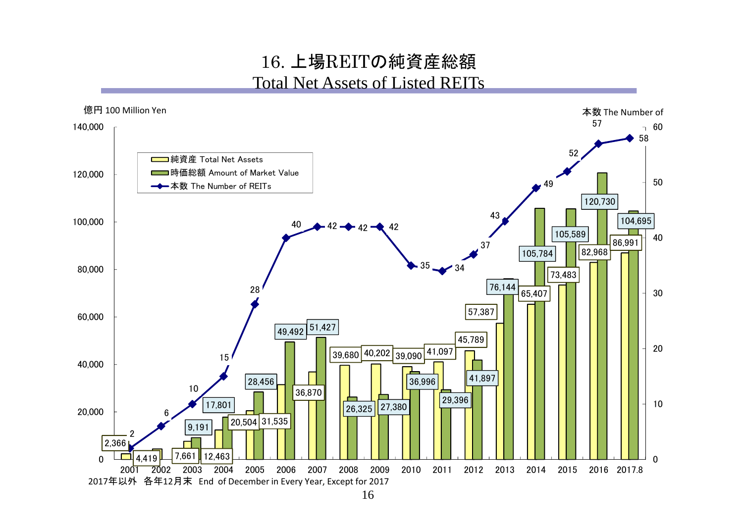# 16. 上場REITの純資産総額
## Total Net Assets of Listed REITs

億円 100 Million Yen / 本数 The Number of

| 年 | 純資産 Total Net Assets | 時価総額 Amount of Market Value | 本数 The Number of REITs |
|---|---|---|---|
| 2001 | 2,366 | | 2 |
| 2002 | 4,419 | | 6 |
| 2003 | 7,661 | 9,191 | 10 |
| 2004 | 12,463 | 17,801 | 15 |
| 2005 | 20,504 | 28,456 | 28 |
| 2006 | 31,535 | 49,492 | 40 |
| 2007 | 36,870 | 51,427 | 42 |
| 2008 | 39,680 | 26,325 | 42 |
| 2009 | 40,202 | 27,380 | 42 |
| 2010 | 39,090 | 36,996 | 35 |
| 2011 | 41,097 | 29,396 | 34 |
| 2012 | 45,789 | 41,897 | 37 |
| 2013 | 57,387 | 76,144 | 43 |
| 2014 | 65,407 | 105,784 | 49 |
| 2015 | 73,483 | 105,589 | 52 |
| 2016 | 82,968 | 120,730 | 57 |
| 2017.8 | 86,991 | 104,695 | 58 |

2017年以外　各年12月末　End of December in Every Year, Except for 2017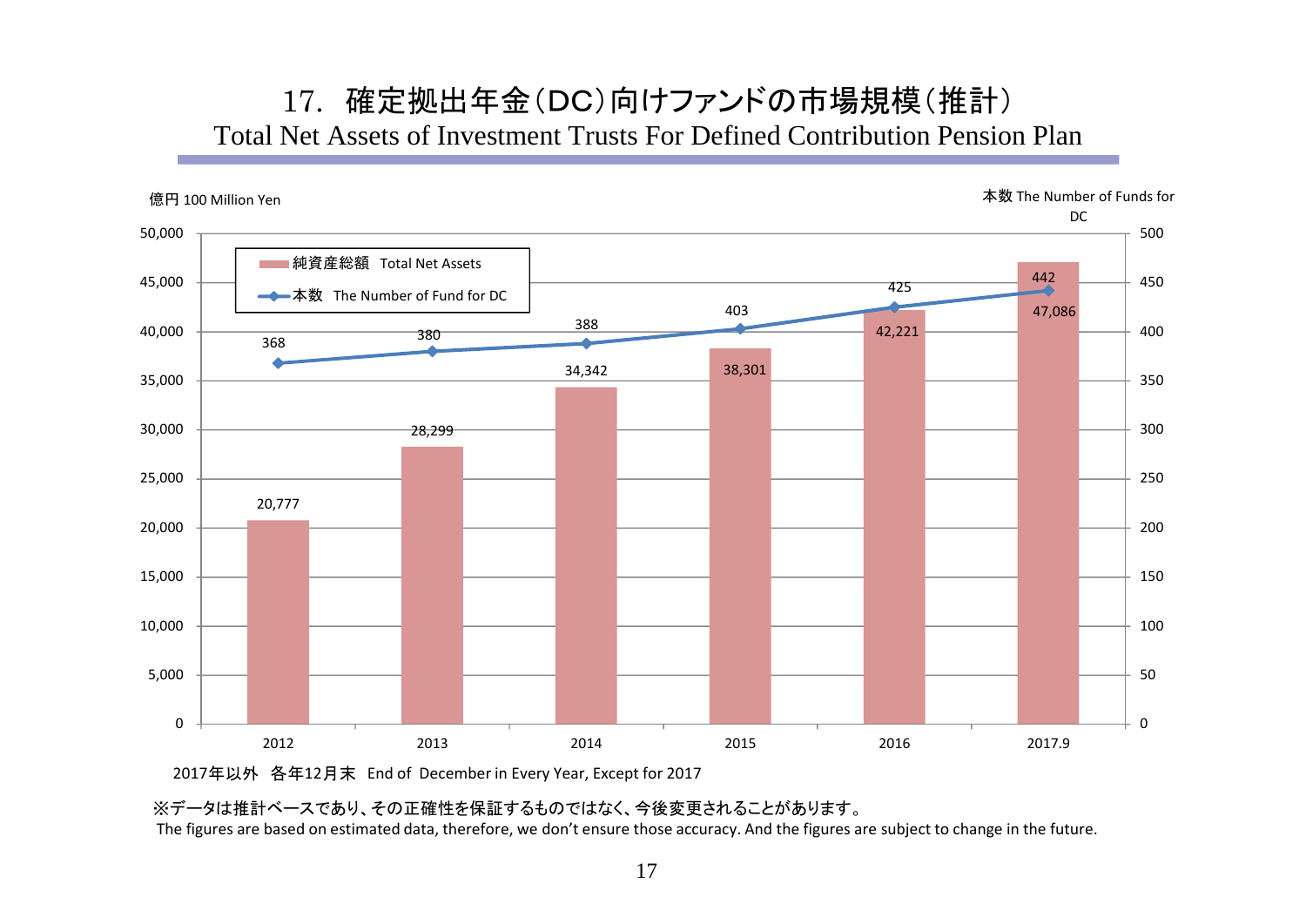# 17. 確定拠出年金（DC）向けファンドの市場規模（推計）

## Total Net Assets of Investment Trusts For Defined Contribution Pension Plan

億円 100 Million Yen

本数 The Number of Funds for DC

| | 純資産総額 Total Net Assets | 本数 The Number of Fund for DC |
|---|---|---|
| 2012 | 20,777 | 368 |
| 2013 | 28,299 | 380 |
| 2014 | 34,342 | 388 |
| 2015 | 38,301 | 403 |
| 2016 | 42,221 | 425 |
| 2017.9 | 47,086 | 442 |

2017年以外　各年12月末　End of December in Every Year, Except for 2017

※データは推計ベースであり、その正確性を保証するものではなく、今後変更されることがあります。
The figures are based on estimated data, therefore, we don't ensure those accuracy. And the figures are subject to change in the future.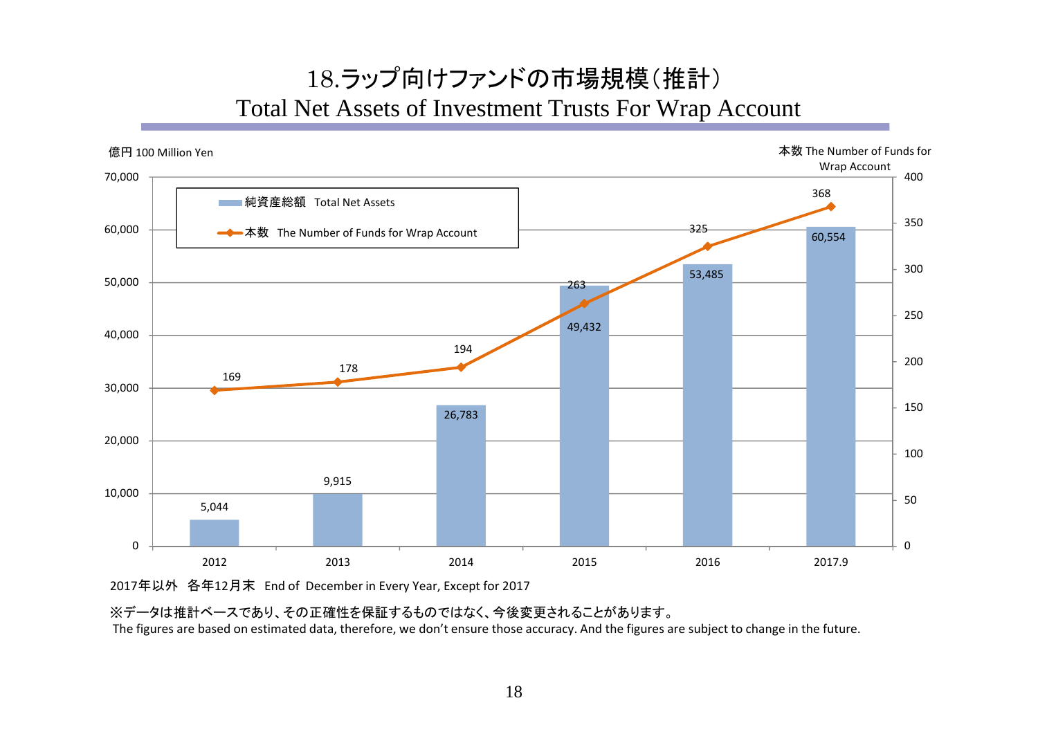# 18.ラップ向けファンドの市場規模（推計）
# Total Net Assets of Investment Trusts For Wrap Account

| | 2012 | 2013 | 2014 | 2015 | 2016 | 2017.9 |
|---|---|---|---|---|---|---|
| 純資産総額 Total Net Assets（億円 100 Million Yen） | 5,044 | 9,915 | 26,783 | 49,432 | 53,485 | 60,554 |
| 本数 The Number of Funds for Wrap Account | 169 | 178 | 194 | 263 | 325 | 368 |

2017年以外　各年12月末　End of December in Every Year, Except for 2017

※データは推計ベースであり、その正確性を保証するものではなく、今後変更されることがあります。
The figures are based on estimated data, therefore, we don't ensure those accuracy. And the figures are subject to change in the future.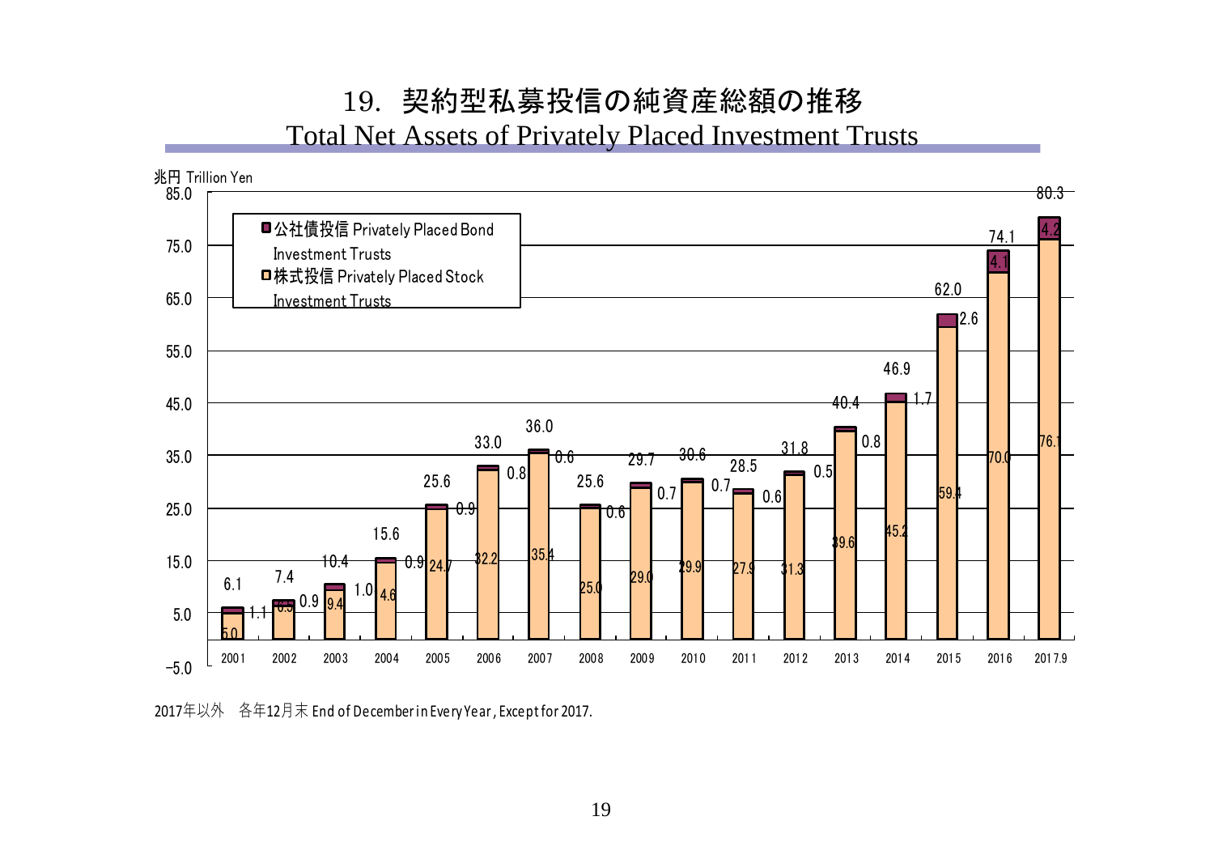# 19. 契約型私募投信の純資産総額の推移

## Total Net Assets of Privately Placed Investment Trusts

兆円 Trillion Yen

| 年 Year | 株式投信 Privately Placed Stock Investment Trusts | 公社債投信 Privately Placed Bond Investment Trusts | 合計 Total |
|---|---|---|---|
| 2001 | 5.0 | 1.1 | 6.1 |
| 2002 | 6.5 | 0.9 | 7.4 |
| 2003 | 9.4 | 1.0 | 10.4 |
| 2004 | 14.6 | 0.9 | 15.6 |
| 2005 | 24.7 | 0.9 | 25.6 |
| 2006 | 32.2 | 0.8 | 33.0 |
| 2007 | 35.4 | 0.6 | 36.0 |
| 2008 | 25.0 | 0.6 | 25.6 |
| 2009 | 29.0 | 0.7 | 29.7 |
| 2010 | 29.9 | 0.7 | 30.6 |
| 2011 | 27.9 | 0.6 | 28.5 |
| 2012 | 31.3 | 0.5 | 31.8 |
| 2013 | 39.6 | 0.8 | 40.4 |
| 2014 | 45.2 | 1.7 | 46.9 |
| 2015 | 59.4 | 2.6 | 62.0 |
| 2016 | 70.0 | 4.1 | 74.1 |
| 2017.9 | 76.1 | 4.2 | 80.3 |

2017年以外　各年12月末 End of December in Every Year, Except for 2017.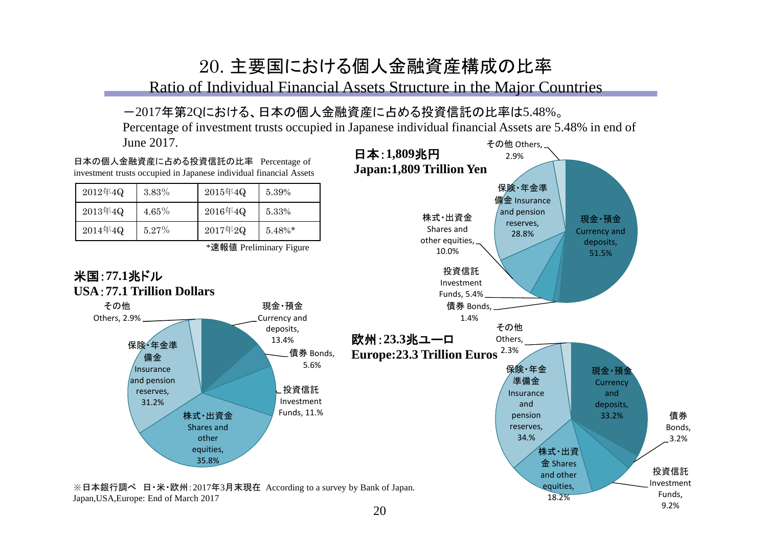# 20. 主要国における個人金融資産構成の比率

## Ratio of Individual Financial Assets Structure in the Major Countries

－2017年第2Qにおける、日本の個人金融資産に占める投資信託の比率は5.48%。

Percentage of investment trusts occupied in Japanese individual financial Assets are 5.48% in end of June 2017.

日本の個人金融資産に占める投資信託の比率　Percentage of investment trusts occupied in Japanese individual financial Assets

| | | | |
|---|---|---|---|
| 2012年4Q | 3.83% | 2015年4Q | 5.39% |
| 2013年4Q | 4.65% | 2016年4Q | 5.33% |
| 2014年4Q | 5.27% | 2017年2Q | 5.48%* |

*速報値 Preliminary Figure

**日本：1,809兆円**
**Japan:1,809 Trillion Yen**

| 項目 | 比率 |
|---|---|
| 現金・預金 Currency and deposits | 51.5% |
| 債券 Bonds | 1.4% |
| 投資信託 Investment Funds | 5.4% |
| 株式・出資金 Shares and other equities | 10.0% |
| 保険・年金準備金 Insurance and pension reserves | 28.8% |
| その他 Others | 2.9% |

**米国：77.1兆ドル**
**USA：77.1 Trillion Dollars**

| 項目 | 比率 |
|---|---|
| 現金・預金 Currency and deposits | 13.4% |
| 債券 Bonds | 5.6% |
| 投資信託 Investment Funds | 11.1% |
| 株式・出資金 Shares and other equities | 35.8% |
| 保険・年金準備金 Insurance and pension reserves | 31.2% |
| その他 Others | 2.9% |

**欧州：23.3兆ユーロ**
**Europe:23.3 Trillion Euros**

| 項目 | 比率 |
|---|---|
| 現金・預金 Currency and deposits | 33.2% |
| 債券 Bonds | 3.2% |
| 投資信託 Investment Funds | 9.2% |
| 株式・出資金 Shares and other equities | 18.2% |
| 保険・年金準備金 Insurance and pension reserves | 34.% |
| その他 Others | 2.3% |

※日本銀行調べ　日・米・欧州：2017年3月末現在　According to a survey by Bank of Japan.
Japan,USA,Europe: End of March 2017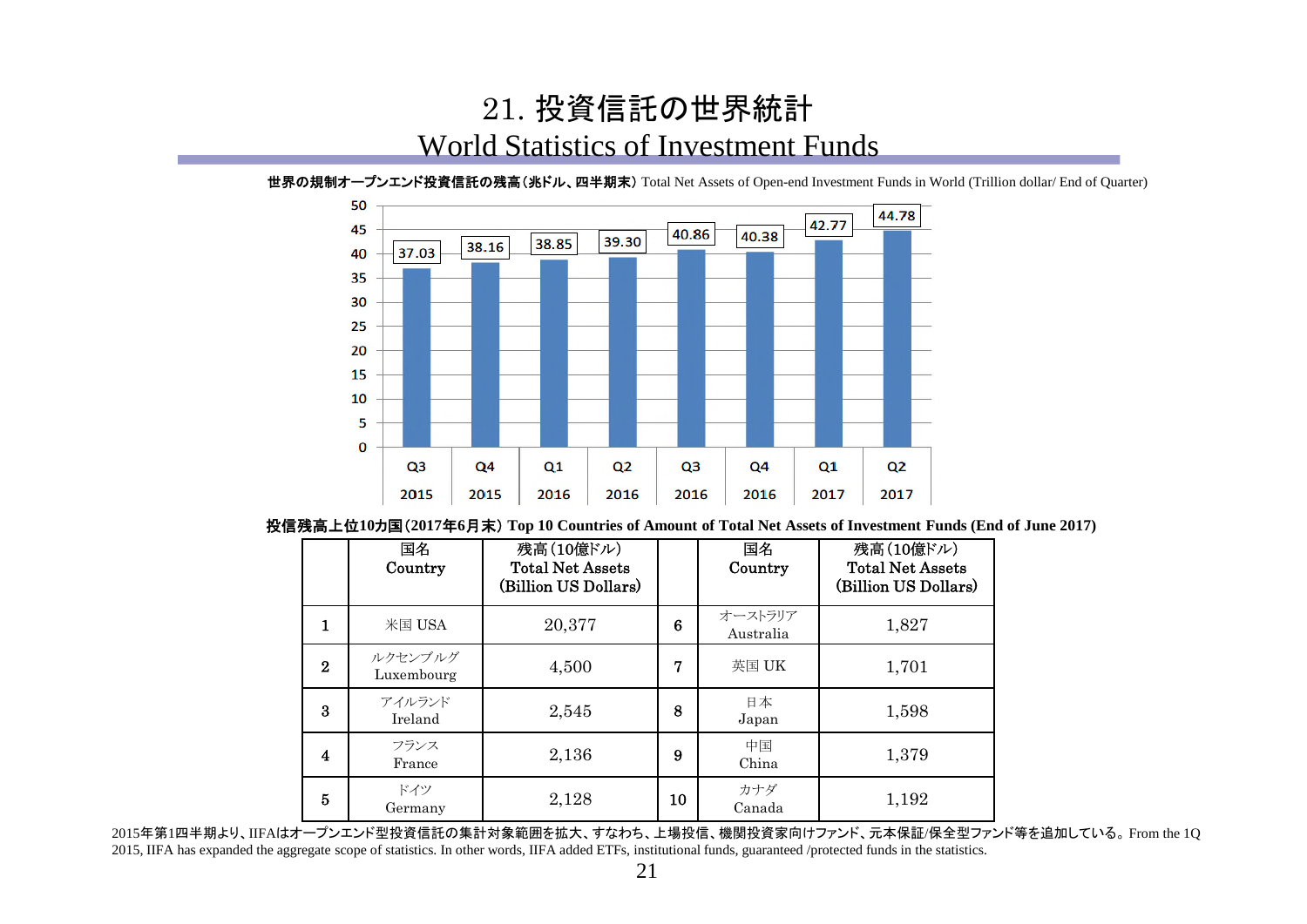# 21. 投資信託の世界統計
## World Statistics of Investment Funds

**世界の規制オープンエンド投資信託の残高（兆ドル、四半期末）** Total Net Assets of Open-end Investment Funds in World (Trillion dollar/ End of Quarter)

| Quarter | Total Net Assets (Trillion dollar) |
|---|---|
| Q3 2015 | 37.03 |
| Q4 2015 | 38.16 |
| Q1 2016 | 38.85 |
| Q2 2016 | 39.30 |
| Q3 2016 | 40.86 |
| Q4 2016 | 40.38 |
| Q1 2017 | 42.77 |
| Q2 2017 | 44.78 |

**投信残高上位10カ国（2017年6月末） Top 10 Countries of Amount of Total Net Assets of Investment Funds (End of June 2017)**

| | 国名 Country | 残高（10億ドル） Total Net Assets (Billion US Dollars) | | 国名 Country | 残高（10億ドル） Total Net Assets (Billion US Dollars) |
|---|---|---|---|---|---|
| 1 | 米国 USA | 20,377 | 6 | オーストラリア Australia | 1,827 |
| 2 | ルクセンブルグ Luxembourg | 4,500 | 7 | 英国 UK | 1,701 |
| 3 | アイルランド Ireland | 2,545 | 8 | 日本 Japan | 1,598 |
| 4 | フランス France | 2,136 | 9 | 中国 China | 1,379 |
| 5 | ドイツ Germany | 2,128 | 10 | カナダ Canada | 1,192 |

2015年第1四半期より、IIFAはオープンエンド型投資信託の集計対象範囲を拡大、すなわち、上場投信、機関投資家向けファンド、元本保証/保全型ファンド等を追加している。From the 1Q 2015, IIFA has expanded the aggregate scope of statistics. In other words, IIFA added ETFs, institutional funds, guaranteed /protected funds in the statistics.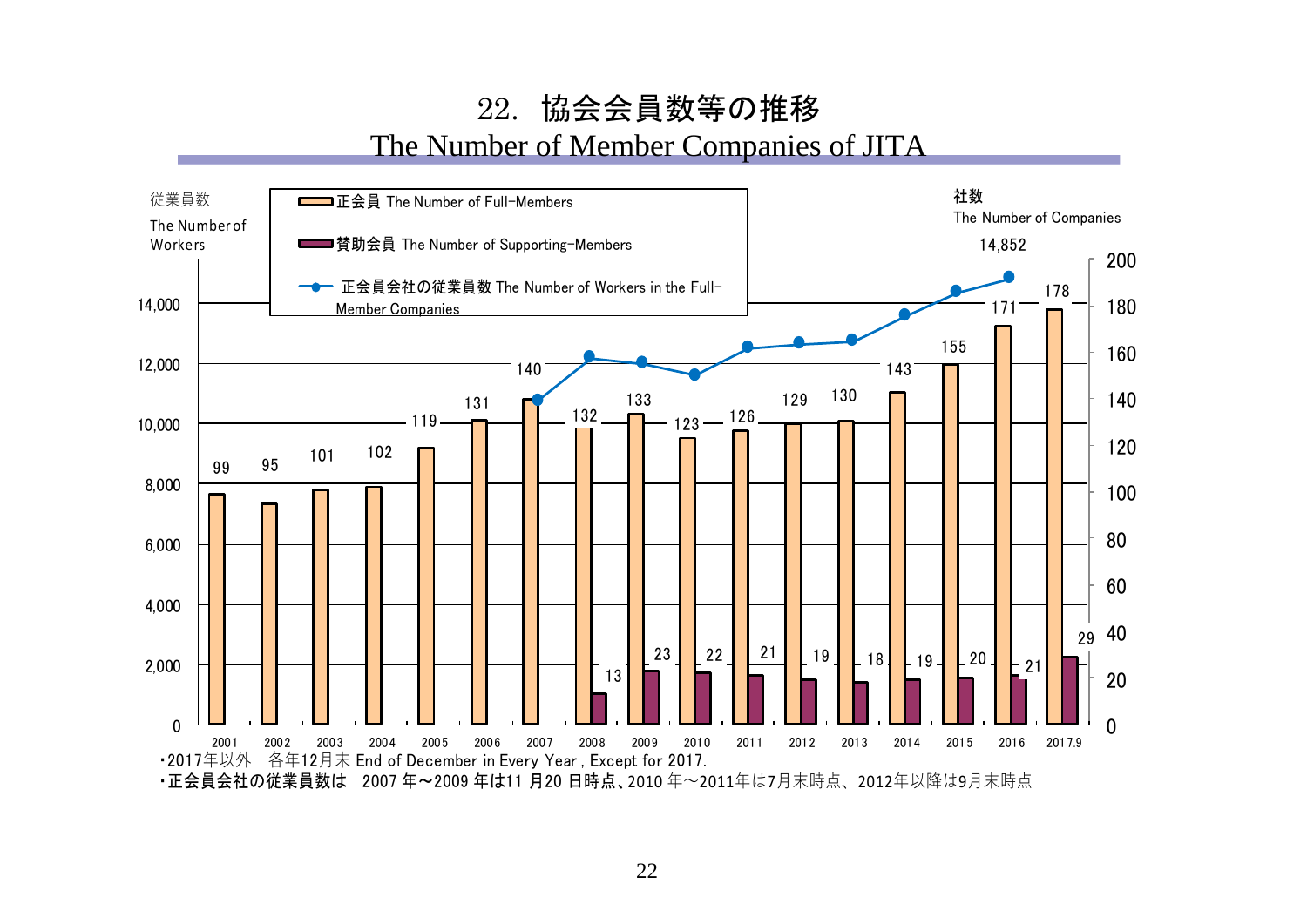# 22. 協会会員数等の推移

## The Number of Member Companies of JITA

従業員数
The Number of Workers

正会員 The Number of Full-Members
賛助会員 The Number of Supporting-Members
正会員会社の従業員数 The Number of Workers in the Full-Member Companies

社数
The Number of Companies

14,852

0
2,000
4,000
6,000
8,000
10,000
12,000
14,000

0
20
40
60
80
100
120
140
160
180
200

2001 2002 2003 2004 2005 2006 2007 2008 2009 2010 2011 2012 2013 2014 2015 2016 2017.9

99 95 101 102 119 131 140 132 133 123 126 129 130 143 155 171 178

13 23 22 21 19 18 19 20 21 29

・2017年以外　各年12月末 End of December in Every Year , Except for 2017.

・正会員会社の従業員数は　2007 年～2009 年は11 月20 日時点、2010 年～2011年は7月末時点、2012年以降は9月末時点